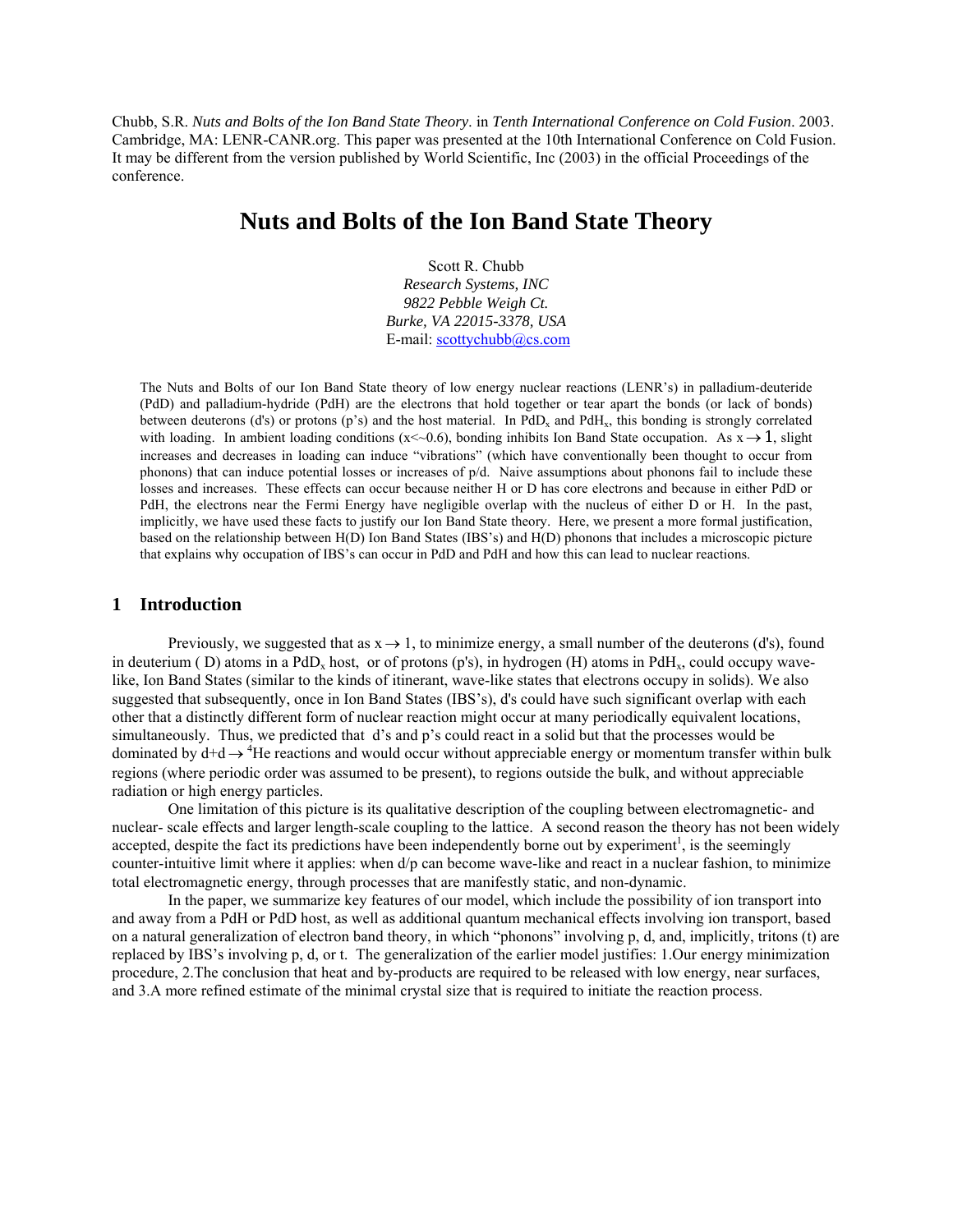Chubb, S.R. *Nuts and Bolts of the Ion Band State Theory*. in *Tenth International Conference on Cold Fusion*. 2003. Cambridge, MA: LENR-CANR.org. This paper was presented at the 10th International Conference on Cold Fusion. It may be different from the version published by World Scientific, Inc (2003) in the official Proceedings of the conference.

# Nuts and Bolts of the Ion Band State Theory

Scott R. Chubb
*Research Systems, INC*
*9822 Pebble Weigh Ct.*
*Burke, VA 22015-3378, USA*
E-mail: scottychubb@cs.com

The Nuts and Bolts of our Ion Band State theory of low energy nuclear reactions (LENR's) in palladium-deuteride (PdD) and palladium-hydride (PdH) are the electrons that hold together or tear apart the bonds (or lack of bonds) between deuterons (d's) or protons (p's) and the host material. In $PdD_x$ and $PdH_x$, this bonding is strongly correlated with loading. In ambient loading conditions ($x<\sim0.6$), bonding inhibits Ion Band State occupation. As $x \rightarrow 1$, slight increases and decreases in loading can induce "vibrations" (which have conventionally been thought to occur from phonons) that can induce potential losses or increases of p/d. Naive assumptions about phonons fail to include these losses and increases. These effects can occur because neither H or D has core electrons and because in either PdD or PdH, the electrons near the Fermi Energy have negligible overlap with the nucleus of either D or H. In the past, implicitly, we have used these facts to justify our Ion Band State theory. Here, we present a more formal justification, based on the relationship between H(D) Ion Band States (IBS's) and H(D) phonons that includes a microscopic picture that explains why occupation of IBS's can occur in PdD and PdH and how this can lead to nuclear reactions.

## 1 Introduction

Previously, we suggested that as $x \rightarrow 1$, to minimize energy, a small number of the deuterons (d's), found in deuterium ( D) atoms in a $PdD_x$ host, or of protons (p's), in hydrogen (H) atoms in $PdH_x$, could occupy wave-like, Ion Band States (similar to the kinds of itinerant, wave-like states that electrons occupy in solids). We also suggested that subsequently, once in Ion Band States (IBS's), d's could have such significant overlap with each other that a distinctly different form of nuclear reaction might occur at many periodically equivalent locations, simultaneously. Thus, we predicted that d's and p's could react in a solid but that the processes would be dominated by $d+d \rightarrow {}^4He$ reactions and would occur without appreciable energy or momentum transfer within bulk regions (where periodic order was assumed to be present), to regions outside the bulk, and without appreciable radiation or high energy particles.

One limitation of this picture is its qualitative description of the coupling between electromagnetic- and nuclear- scale effects and larger length-scale coupling to the lattice. A second reason the theory has not been widely accepted, despite the fact its predictions have been independently borne out by experiment[1], is the seemingly counter-intuitive limit where it applies: when d/p can become wave-like and react in a nuclear fashion, to minimize total electromagnetic energy, through processes that are manifestly static, and non-dynamic.

In the paper, we summarize key features of our model, which include the possibility of ion transport into and away from a PdH or PdD host, as well as additional quantum mechanical effects involving ion transport, based on a natural generalization of electron band theory, in which "phonons" involving p, d, and, implicitly, tritons (t) are replaced by IBS's involving p, d, or t. The generalization of the earlier model justifies: 1.Our energy minimization procedure, 2.The conclusion that heat and by-products are required to be released with low energy, near surfaces, and 3.A more refined estimate of the minimal crystal size that is required to initiate the reaction process.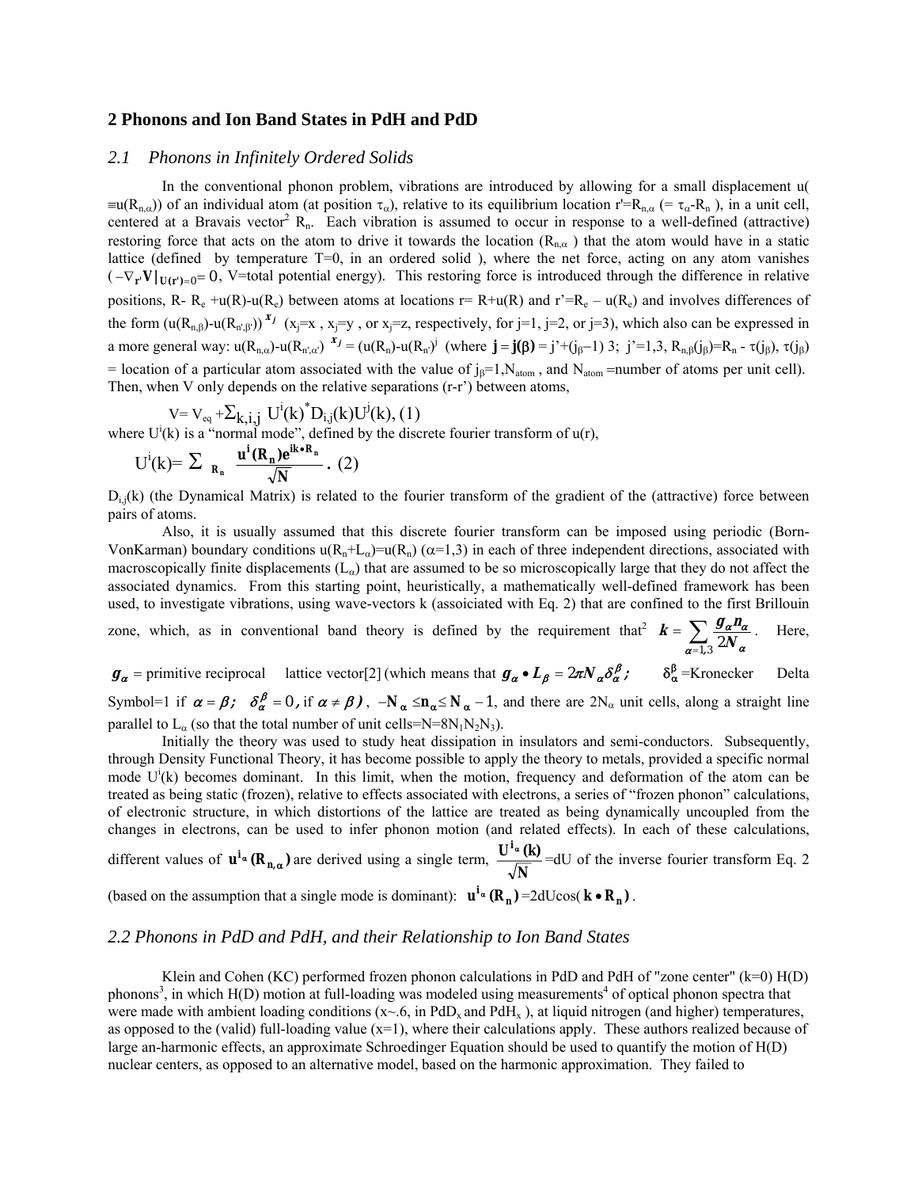## 2 Phonons and Ion Band States in PdH and PdD

### 2.1 Phonons in Infinitely Ordered Solids

In the conventional phonon problem, vibrations are introduced by allowing for a small displacement u( $\equiv u(R_{n,\alpha})$) of an individual atom (at position $\tau_\alpha$), relative to its equilibrium location $r'=R_{n,\alpha}$ (= $\tau_\alpha$-$R_n$ ), in a unit cell, centered at a Bravais vector[2] $R_n$. Each vibration is assumed to occur in response to a well-defined (attractive) restoring force that acts on the atom to drive it towards the location ($R_{n,\alpha}$ ) that the atom would have in a static lattice (defined by temperature T=0, in an ordered solid ), where the net force, acting on any atom vanishes ($-\nabla_{r'}\mathbf{V}|_{U(r')=0}=0$, V=total potential energy). This restoring force is introduced through the difference in relative positions, R- $R_e$ +u(R)-u($R_e$) between atoms at locations r= R+u(R) and r'=$R_e$ – u($R_e$) and involves differences of the form $(u(R_{n,\beta})-u(R_{n',\beta'}))^{x_j}$ ($x_j$=x , $x_j$=y , or $x_j$=z, respectively, for j=1, j=2, or j=3), which also can be expressed in a more general way: $u(R_{n,\alpha})-u(R_{n',\alpha'})^{x_j} = (u(R_n)-u(R_{n'}))^j$ (where $\mathbf{j}=\mathbf{j}(\beta)$ = j'+($j_\beta$−1) 3; j'=1,3, $R_{n,\beta}(j_\beta)=R_n$ - $\tau(j_\beta)$, $\tau(j_\beta)$ = location of a particular atom associated with the value of $j_\beta=1,N_{atom}$ , and $N_{atom}$ =number of atoms per unit cell). Then, when V only depends on the relative separations (r-r') between atoms,

$$V= V_{eq} +\Sigma_{k,i,j}\ U^i(k)^* D_{i,j}(k)U^j(k), (1)$$

where $U^i(k)$ is a "normal mode", defined by the discrete fourier transform of u(r),

$$U^i(k)= \Sigma_{R_n} \frac{u^i(R_n)e^{ik\bullet R_n}}{\sqrt{N}}. (2)$$

$D_{i,j}(k)$ (the Dynamical Matrix) is related to the fourier transform of the gradient of the (attractive) force between pairs of atoms.

Also, it is usually assumed that this discrete fourier transform can be imposed using periodic (Born-VonKarman) boundary conditions $u(R_n+L_\alpha)=u(R_n)$ ($\alpha$=1,3) in each of three independent directions, associated with macroscopically finite displacements ($L_\alpha$) that are assumed to be so microscopically large that they do not affect the associated dynamics. From this starting point, heuristically, a mathematically well-defined framework has been used, to investigate vibrations, using wave-vectors k (assoiciated with Eq. 2) that are confined to the first Brillouin zone, which, as in conventional band theory is defined by the requirement that[2] $\boldsymbol{k}=\sum_{\alpha=1,3}\frac{\boldsymbol{g}_\alpha \boldsymbol{n}_\alpha}{2\boldsymbol{N}_\alpha}$. Here, $\boldsymbol{g}_\alpha$ = primitive reciprocal lattice vector[2] (which means that $\boldsymbol{g}_\alpha \bullet \boldsymbol{L}_\beta = 2\pi \boldsymbol{N}_\alpha \delta_\alpha^\beta$; $\delta_\alpha^\beta$ =Kronecker Delta Symbol=1 if $\alpha=\beta$; $\delta_\alpha^\beta=0$, if $\alpha \neq \beta$), $-\mathbf{N}_\alpha \leq \mathbf{n}_\alpha \leq \mathbf{N}_\alpha - 1$, and there are $2N_\alpha$ unit cells, along a straight line parallel to $L_\alpha$ (so that the total number of unit cells=N=$8N_1N_2N_3$).

Initially the theory was used to study heat dissipation in insulators and semi-conductors. Subsequently, through Density Functional Theory, it has become possible to apply the theory to metals, provided a specific normal mode $U^i(k)$ becomes dominant. In this limit, when the motion, frequency and deformation of the atom can be treated as being static (frozen), relative to effects associated with electrons, a series of "frozen phonon" calculations, of electronic structure, in which distortions of the lattice are treated as being dynamically uncoupled from the changes in electrons, can be used to infer phonon motion (and related effects). In each of these calculations, different values of $\mathbf{u}^{i_\alpha}(\mathbf{R}_{n,\alpha})$ are derived using a single term, $\frac{\mathbf{U}^{i_\alpha}(\mathbf{k})}{\sqrt{\mathbf{N}}}$=dU of the inverse fourier transform Eq. 2 (based on the assumption that a single mode is dominant): $\mathbf{u}^{i_\alpha}(\mathbf{R}_n)$=2dUcos($\mathbf{k}\bullet\mathbf{R}_n$).

### 2.2 Phonons in PdD and PdH, and their Relationship to Ion Band States

Klein and Cohen (KC) performed frozen phonon calculations in PdD and PdH of "zone center" (k=0) H(D) phonons[3], in which H(D) motion at full-loading was modeled using measurements[4] of optical phonon spectra that were made with ambient loading conditions (x~.6, in $PdD_x$ and $PdH_x$ ), at liquid nitrogen (and higher) temperatures, as opposed to the (valid) full-loading value (x=1), where their calculations apply. These authors realized because of large an-harmonic effects, an approximate Schroedinger Equation should be used to quantify the motion of H(D) nuclear centers, as opposed to an alternative model, based on the harmonic approximation. They failed to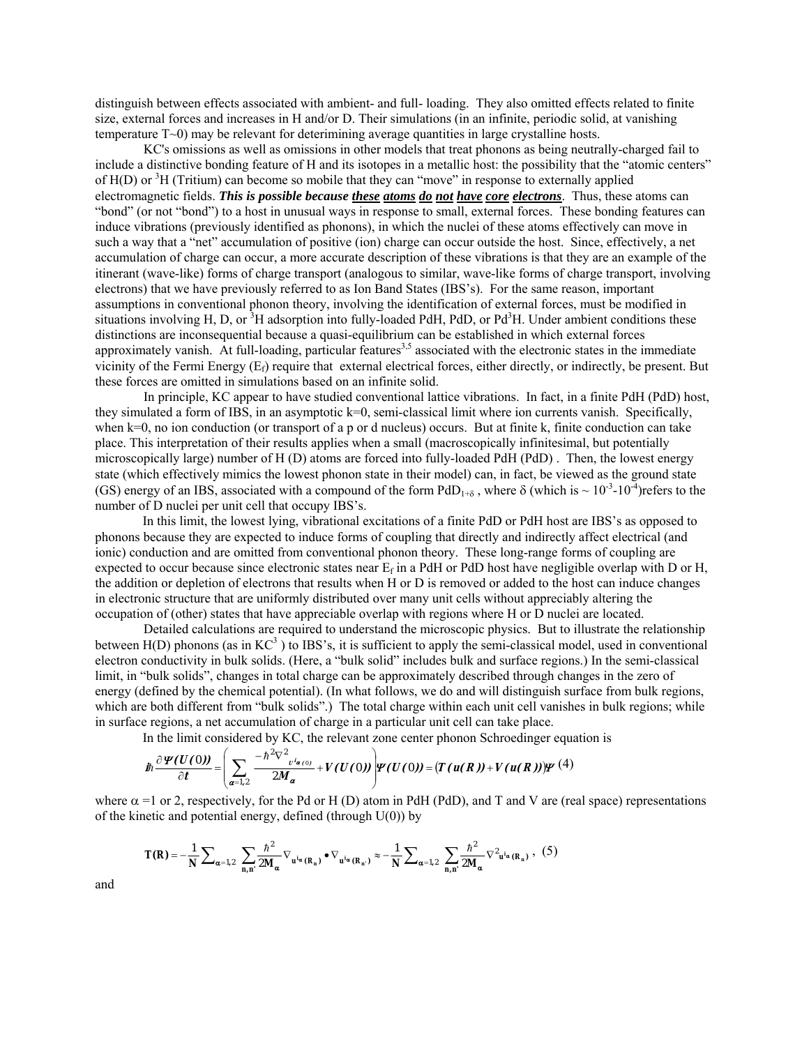distinguish between effects associated with ambient- and full- loading. They also omitted effects related to finite size, external forces and increases in H and/or D. Their simulations (in an infinite, periodic solid, at vanishing temperature T~0) may be relevant for deterimining average quantities in large crystalline hosts.

KC's omissions as well as omissions in other models that treat phonons as being neutrally-charged fail to include a distinctive bonding feature of H and its isotopes in a metallic host: the possibility that the "atomic centers" of H(D) or $^3$H (Tritium) can become so mobile that they can "move" in response to externally applied electromagnetic fields. ***This is possible because <u>these</u> <u>atoms</u> <u>do</u> <u>not</u> <u>have</u> <u>core</u> <u>electrons</u>***. Thus, these atoms can "bond" (or not "bond") to a host in unusual ways in response to small, external forces. These bonding features can induce vibrations (previously identified as phonons), in which the nuclei of these atoms effectively can move in such a way that a "net" accumulation of positive (ion) charge can occur outside the host. Since, effectively, a net accumulation of charge can occur, a more accurate description of these vibrations is that they are an example of the itinerant (wave-like) forms of charge transport (analogous to similar, wave-like forms of charge transport, involving electrons) that we have previously referred to as Ion Band States (IBS's). For the same reason, important assumptions in conventional phonon theory, involving the identification of external forces, must be modified in situations involving H, D, or $^3$H adsorption into fully-loaded PdH, PdD, or Pd$^3$H. Under ambient conditions these distinctions are inconsequential because a quasi-equilibrium can be established in which external forces approximately vanish. At full-loading, particular features[3,5] associated with the electronic states in the immediate vicinity of the Fermi Energy ($E_f$) require that external electrical forces, either directly, or indirectly, be present. But these forces are omitted in simulations based on an infinite solid.

In principle, KC appear to have studied conventional lattice vibrations. In fact, in a finite PdH (PdD) host, they simulated a form of IBS, in an asymptotic k=0, semi-classical limit where ion currents vanish. Specifically, when k=0, no ion conduction (or transport of a p or d nucleus) occurs. But at finite k, finite conduction can take place. This interpretation of their results applies when a small (macroscopically infinitesimal, but potentially microscopically large) number of H (D) atoms are forced into fully-loaded PdH (PdD) . Then, the lowest energy state (which effectively mimics the lowest phonon state in their model) can, in fact, be viewed as the ground state (GS) energy of an IBS, associated with a compound of the form $PdD_{1+\delta}$ , where $\delta$ (which is ~ $10^{-3}$-$10^{-4}$)refers to the number of D nuclei per unit cell that occupy IBS's.

In this limit, the lowest lying, vibrational excitations of a finite PdD or PdH host are IBS's as opposed to phonons because they are expected to induce forms of coupling that directly and indirectly affect electrical (and ionic) conduction and are omitted from conventional phonon theory. These long-range forms of coupling are expected to occur because since electronic states near $E_f$ in a PdH or PdD host have negligible overlap with D or H, the addition or depletion of electrons that results when H or D is removed or added to the host can induce changes in electronic structure that are uniformly distributed over many unit cells without appreciably altering the occupation of (other) states that have appreciable overlap with regions where H or D nuclei are located.

Detailed calculations are required to understand the microscopic physics. But to illustrate the relationship between H(D) phonons (as in KC[3] ) to IBS's, it is sufficient to apply the semi-classical model, used in conventional electron conductivity in bulk solids. (Here, a "bulk solid" includes bulk and surface regions.) In the semi-classical limit, in "bulk solids", changes in total charge can be approximately described through changes in the zero of energy (defined by the chemical potential). (In what follows, we do and will distinguish surface from bulk regions, which are both different from "bulk solids".) The total charge within each unit cell vanishes in bulk regions; while in surface regions, a net accumulation of charge in a particular unit cell can take place.

In the limit considered by KC, the relevant zone center phonon Schroedinger equation is

$$i\hbar\frac{\partial \Psi(U(0))}{\partial t}=\left(\sum_{\alpha=1,2}\frac{-\hbar^2\nabla^2_{U^i{}_\alpha(0)}}{2M_\alpha}+V(U(0))\right)\Psi(U(0))=\left(T(u(R))+V(u(R))\right)\Psi \quad (4)$$

where $\alpha$ =1 or 2, respectively, for the Pd or H (D) atom in PdH (PdD), and T and V are (real space) representations of the kinetic and potential energy, defined (through U(0)) by

$$\mathbf{T(R)}=-\frac{1}{\mathbf{N}}\sum_{\alpha=1,2}\sum_{\mathbf{n,n'}}\frac{\hbar^2}{2\mathbf{M}_\alpha}\nabla_{\mathbf{u}^i{}_\alpha(\mathbf{R_n})}\bullet\nabla_{\mathbf{u}^i{}_\alpha(\mathbf{R_{n'}})}\approx-\frac{1}{\mathbf{N}}\sum_{\alpha=1,2}\sum_{\mathbf{n,n'}}\frac{\hbar^2}{2\mathbf{M}_\alpha}\nabla^2{}_{\mathbf{u}^i{}_\alpha(\mathbf{R_n})}\ , \quad (5)$$

and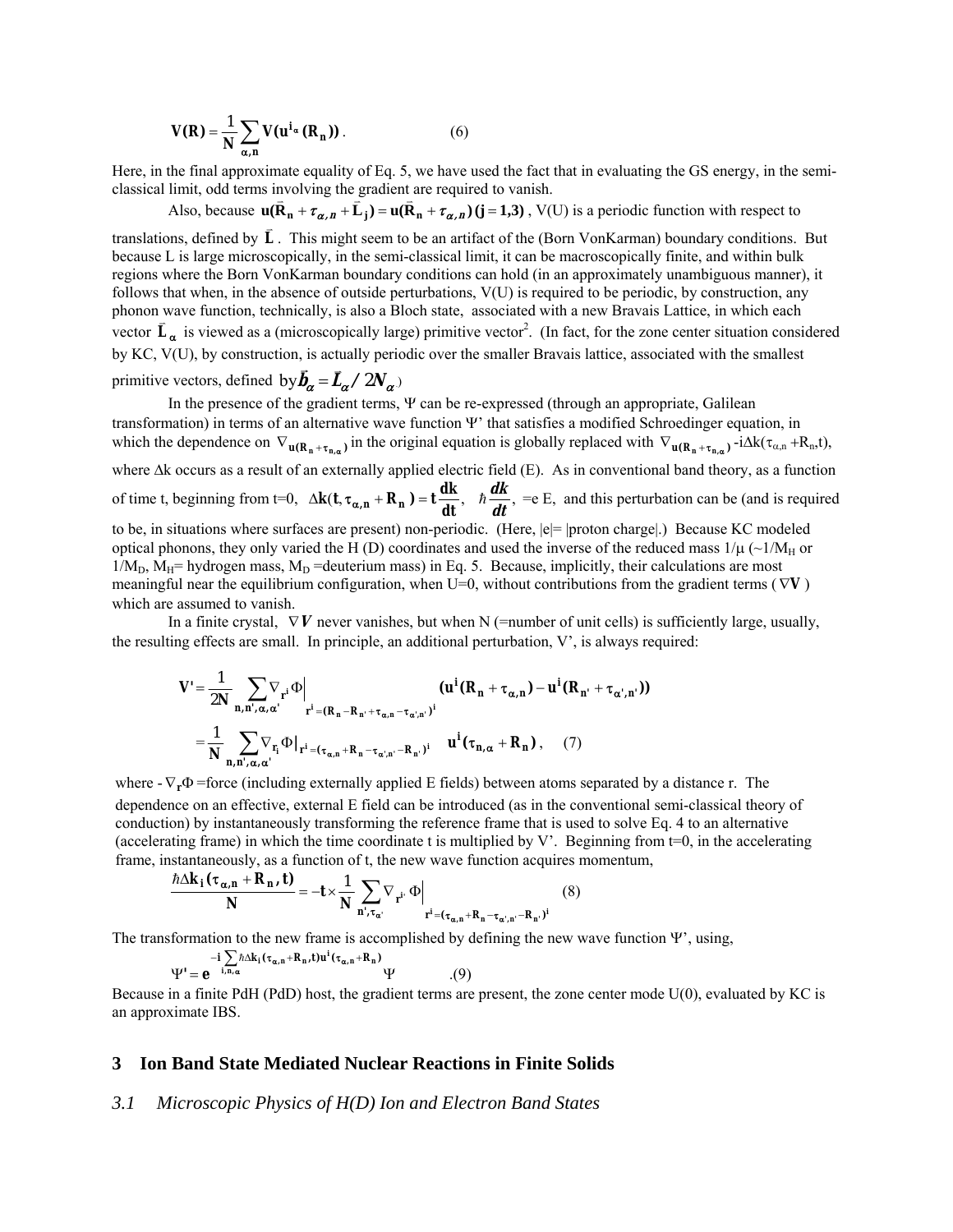$$\mathbf{V(R)} = \frac{1}{\mathbf{N}} \sum_{\alpha,\mathbf{n}} \mathbf{V(u^{i_\alpha}(R_n))} \,. \qquad (6)$$

Here, in the final approximate equality of Eq. 5, we have used the fact that in evaluating the GS energy, in the semi-classical limit, odd terms involving the gradient are required to vanish.

Also, because $\mathbf{u}(\vec{\mathbf{R}}_\mathbf{n} + \tau_{\alpha,n} + \vec{\mathbf{L}}_\mathbf{j}) = \mathbf{u}(\vec{\mathbf{R}}_\mathbf{n} + \tau_{\alpha,n})\,(\mathbf{j} = \mathbf{1,3})$, V(U) is a periodic function with respect to translations, defined by $\vec{\mathbf{L}}$. This might seem to be an artifact of the (Born VonKarman) boundary conditions. But because L is large microscopically, in the semi-classical limit, it can be macroscopically finite, and within bulk regions where the Born VonKarman boundary conditions can hold (in an approximately unambiguous manner), it follows that when, in the absence of outside perturbations, V(U) is required to be periodic, by construction, any phonon wave function, technically, is also a Bloch state, associated with a new Bravais Lattice, in which each vector $\vec{\mathbf{L}}_\alpha$ is viewed as a (microscopically large) primitive vector[2]. (In fact, for the zone center situation considered by KC, V(U), by construction, is actually periodic over the smaller Bravais lattice, associated with the smallest primitive vectors, defined by $\vec{\boldsymbol{b}}_\alpha = \vec{\boldsymbol{L}}_\alpha / 2\boldsymbol{N}_\alpha$)

In the presence of the gradient terms, Ψ can be re-expressed (through an appropriate, Galilean transformation) in terms of an alternative wave function Ψ' that satisfies a modified Schroedinger equation, in which the dependence on $\nabla_{\mathbf{u}(\mathbf{R_n}+\tau_{\mathbf{n},\alpha})}$ in the original equation is globally replaced with $\nabla_{\mathbf{u}(\mathbf{R_n}+\tau_{\mathbf{n},\alpha})}$ $-i\Delta k(\tau_{\alpha,n} + R_n,t)$, where Δk occurs as a result of an externally applied electric field (E). As in conventional band theory, as a function of time t, beginning from t=0, $\Delta\mathbf{k}(\mathbf{t}, \tau_{\alpha,\mathbf{n}} + \mathbf{R_n}) = \mathbf{t}\frac{\mathbf{dk}}{\mathbf{dt}}$, $\hbar\frac{dk}{dt}$, =e E, and this perturbation can be (and is required to be, in situations where surfaces are present) non-periodic. (Here, |e|= |proton charge|.) Because KC modeled optical phonons, they only varied the H (D) coordinates and used the inverse of the reduced mass $1/\mu$ ($\sim 1/M_H$ or $1/M_D$, $M_H$= hydrogen mass, $M_D$ =deuterium mass) in Eq. 5. Because, implicitly, their calculations are most meaningful near the equilibrium configuration, when U=0, without contributions from the gradient terms ($\nabla\mathbf{V}$) which are assumed to vanish.

In a finite crystal, $\nabla\boldsymbol{V}$ never vanishes, but when N (=number of unit cells) is sufficiently large, usually, the resulting effects are small. In principle, an additional perturbation, V', is always required:

$$\mathbf{V'} = \frac{1}{2\mathbf{N}} \sum_{\mathbf{n},\mathbf{n'},\alpha,\alpha'} \nabla_{\mathbf{r}^i}\Phi\Big|_{\mathbf{r}^i = (\mathbf{R_n} - \mathbf{R_{n'}} + \tau_{\alpha,\mathbf{n}} - \tau_{\alpha',\mathbf{n'}})^i} (\mathbf{u}^i(\mathbf{R_n} + \tau_{\alpha,\mathbf{n}}) - \mathbf{u}^i(\mathbf{R_{n'}} + \tau_{\alpha',\mathbf{n'}}))$$
$$= \frac{1}{\mathbf{N}} \sum_{\mathbf{n},\mathbf{n'},\alpha,\alpha'} \nabla_{\mathbf{r_i}}\Phi\big|_{\mathbf{r}^i = (\tau_{\alpha,\mathbf{n}} + \mathbf{R_n} - \tau_{\alpha',\mathbf{n'}} - \mathbf{R_{n'}})^i} \; \mathbf{u}^i(\tau_{\mathbf{n},\alpha} + \mathbf{R_n}) \,, \qquad (7)$$

where $-\nabla_\mathbf{r}\Phi$ =force (including externally applied E fields) between atoms separated by a distance r. The dependence on an effective, external E field can be introduced (as in the conventional semi-classical theory of conduction) by instantaneously transforming the reference frame that is used to solve Eq. 4 to an alternative (accelerating frame) in which the time coordinate t is multiplied by V'. Beginning from t=0, in the accelerating frame, instantaneously, as a function of t, the new wave function acquires momentum,

$$\frac{\hbar\Delta\mathbf{k_i}(\tau_{\alpha,\mathbf{n}} + \mathbf{R_n}, \mathbf{t})}{\mathbf{N}} = -\mathbf{t} \times \frac{1}{\mathbf{N}} \sum_{\mathbf{n'},\tau_{\alpha'}} \nabla_{\mathbf{r}^i}\Phi\Big|_{\mathbf{r}^i = (\tau_{\alpha,\mathbf{n}} + \mathbf{R_n} - \tau_{\alpha',\mathbf{n'}} - \mathbf{R_{n'}})^i} \qquad (8)$$

The transformation to the new frame is accomplished by defining the new wave function Ψ', using,

$$\Psi' = \mathbf{e}^{-\mathbf{i}\sum_{\mathbf{i},\mathbf{n},\alpha} \hbar\Delta\mathbf{k_i}(\tau_{\alpha,\mathbf{n}} + \mathbf{R_n}, \mathbf{t})\mathbf{u}^i(\tau_{\alpha,\mathbf{n}} + \mathbf{R_n})} \, \Psi \qquad .(9)$$

Because in a finite PdH (PdD) host, the gradient terms are present, the zone center mode U(0), evaluated by KC is an approximate IBS.

## 3 Ion Band State Mediated Nuclear Reactions in Finite Solids

### *3.1 Microscopic Physics of H(D) Ion and Electron Band States*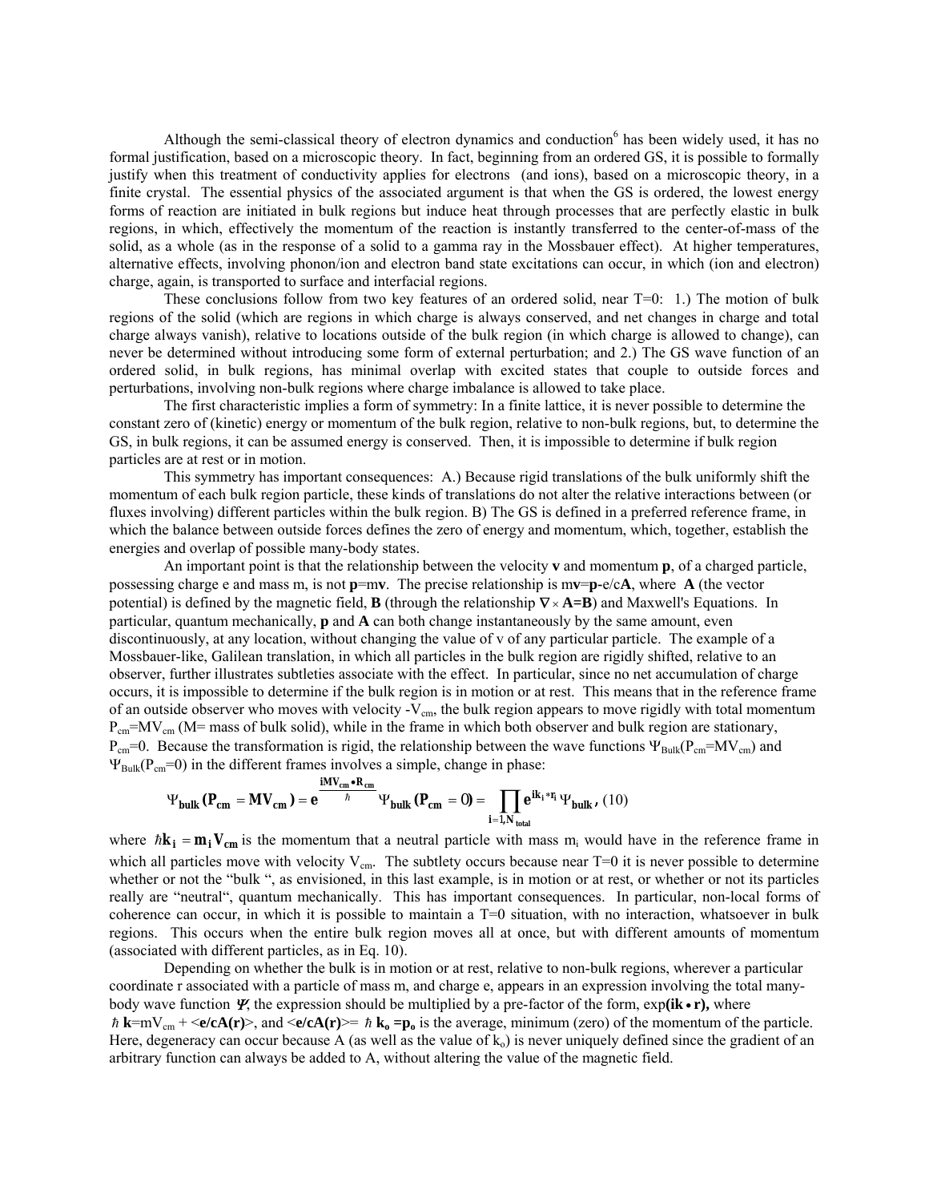Although the semi-classical theory of electron dynamics and conduction[6] has been widely used, it has no formal justification, based on a microscopic theory. In fact, beginning from an ordered GS, it is possible to formally justify when this treatment of conductivity applies for electrons (and ions), based on a microscopic theory, in a finite crystal. The essential physics of the associated argument is that when the GS is ordered, the lowest energy forms of reaction are initiated in bulk regions but induce heat through processes that are perfectly elastic in bulk regions, in which, effectively the momentum of the reaction is instantly transferred to the center-of-mass of the solid, as a whole (as in the response of a solid to a gamma ray in the Mossbauer effect). At higher temperatures, alternative effects, involving phonon/ion and electron band state excitations can occur, in which (ion and electron) charge, again, is transported to surface and interfacial regions.

These conclusions follow from two key features of an ordered solid, near T=0: 1.) The motion of bulk regions of the solid (which are regions in which charge is always conserved, and net changes in charge and total charge always vanish), relative to locations outside of the bulk region (in which charge is allowed to change), can never be determined without introducing some form of external perturbation; and 2.) The GS wave function of an ordered solid, in bulk regions, has minimal overlap with excited states that couple to outside forces and perturbations, involving non-bulk regions where charge imbalance is allowed to take place.

The first characteristic implies a form of symmetry: In a finite lattice, it is never possible to determine the constant zero of (kinetic) energy or momentum of the bulk region, relative to non-bulk regions, but, to determine the GS, in bulk regions, it can be assumed energy is conserved. Then, it is impossible to determine if bulk region particles are at rest or in motion.

This symmetry has important consequences: A.) Because rigid translations of the bulk uniformly shift the momentum of each bulk region particle, these kinds of translations do not alter the relative interactions between (or fluxes involving) different particles within the bulk region. B) The GS is defined in a preferred reference frame, in which the balance between outside forces defines the zero of energy and momentum, which, together, establish the energies and overlap of possible many-body states.

An important point is that the relationship between the velocity **v** and momentum **p**, of a charged particle, possessing charge e and mass m, is not **p**=m**v**. The precise relationship is m**v**=**p**-e/c**A**, where **A** (the vector potential) is defined by the magnetic field, **B** (through the relationship $\nabla \times \mathbf{A}=\mathbf{B}$) and Maxwell's Equations. In particular, quantum mechanically, **p** and **A** can both change instantaneously by the same amount, even discontinuously, at any location, without changing the value of v of any particular particle. The example of a Mossbauer-like, Galilean translation, in which all particles in the bulk region are rigidly shifted, relative to an observer, further illustrates subtleties associate with the effect. In particular, since no net accumulation of charge occurs, it is impossible to determine if the bulk region is in motion or at rest. This means that in the reference frame of an outside observer who moves with velocity $-V_{cm}$, the bulk region appears to move rigidly with total momentum $P_{cm}=MV_{cm}$ (M= mass of bulk solid), while in the frame in which both observer and bulk region are stationary, $P_{cm}=0$. Because the transformation is rigid, the relationship between the wave functions $\Psi_{Bulk}(P_{cm}=MV_{cm})$ and $\Psi_{Bulk}(P_{cm}=0)$ in the different frames involves a simple, change in phase:

$$\Psi_{\mathbf{bulk}}(\mathbf{P_{cm}}=\mathbf{MV_{cm}})=e^{\frac{\mathbf{iMV_{cm}\bullet R_{cm}}}{\hbar}}\Psi_{\mathbf{bulk}}(\mathbf{P_{cm}}=0)=\prod_{\mathbf{i=1,N_{total}}}\mathbf{e^{ik_i * r_i}}\Psi_{\mathbf{bulk}}, \quad (10)$$

where $\hbar\mathbf{k_i}=\mathbf{m_i V_{cm}}$ is the momentum that a neutral particle with mass $m_i$ would have in the reference frame in which all particles move with velocity $V_{cm}$. The subtlety occurs because near T=0 it is never possible to determine whether or not the "bulk ", as envisioned, in this last example, is in motion or at rest, or whether or not its particles really are "neutral", quantum mechanically. This has important consequences. In particular, non-local forms of coherence can occur, in which it is possible to maintain a T=0 situation, with no interaction, whatsoever in bulk regions. This occurs when the entire bulk region moves all at once, but with different amounts of momentum (associated with different particles, as in Eq. 10).

Depending on whether the bulk is in motion or at rest, relative to non-bulk regions, wherever a particular coordinate r associated with a particle of mass m, and charge e, appears in an expression involving the total many-body wave function ***Ψ***, the expression should be multiplied by a pre-factor of the form, $\exp(\mathbf{ik \bullet r})$, where $\hbar\,\mathbf{k}=mV_{cm}+\langle\mathbf{e/cA(r)}\rangle$, and $\langle\mathbf{e/cA(r)}\rangle=\hbar\,\mathbf{k_o}=\mathbf{p_o}$ is the average, minimum (zero) of the momentum of the particle. Here, degeneracy can occur because A (as well as the value of $k_o$) is never uniquely defined since the gradient of an arbitrary function can always be added to A, without altering the value of the magnetic field.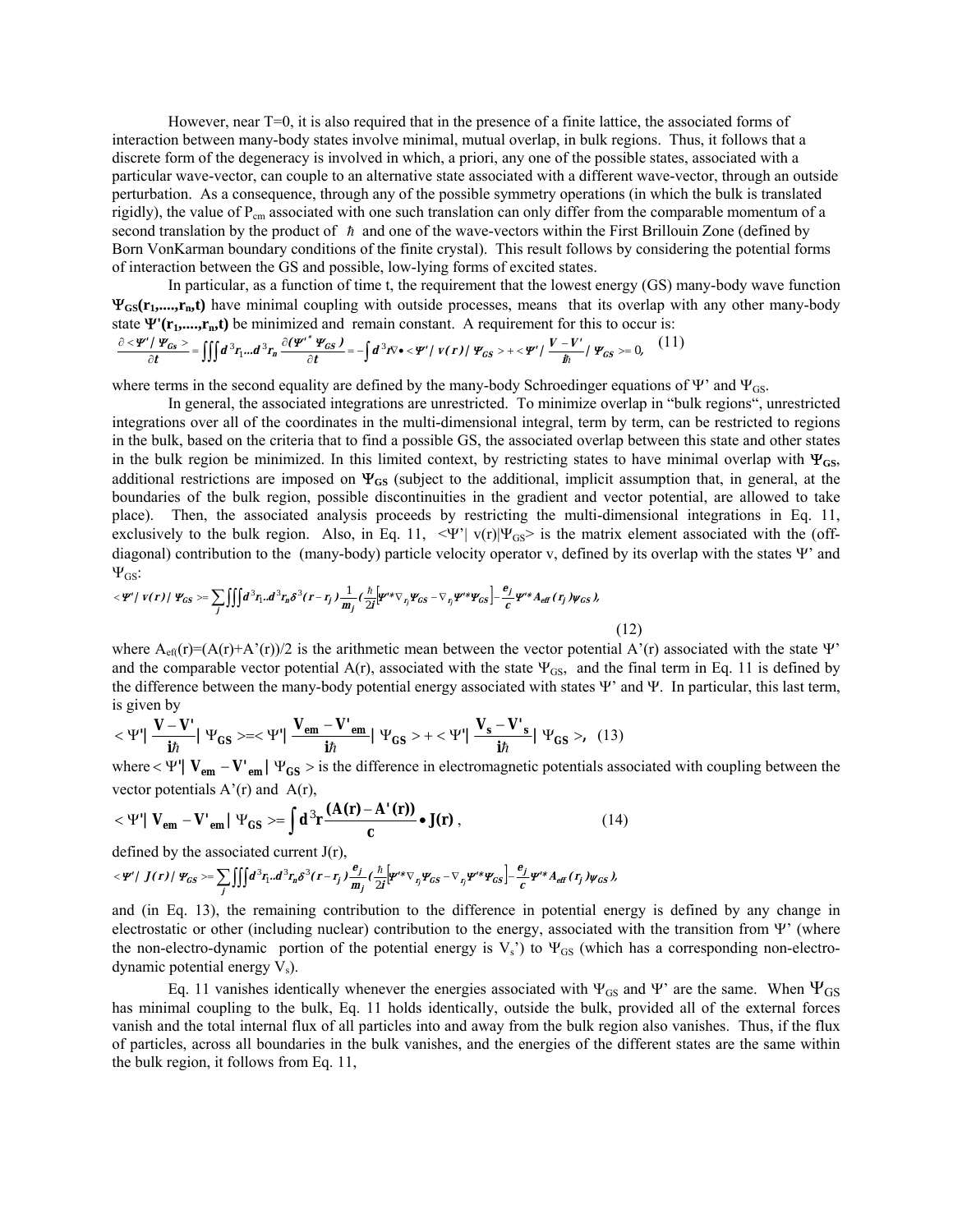However, near T=0, it is also required that in the presence of a finite lattice, the associated forms of interaction between many-body states involve minimal, mutual overlap, in bulk regions. Thus, it follows that a discrete form of the degeneracy is involved in which, a priori, any one of the possible states, associated with a particular wave-vector, can couple to an alternative state associated with a different wave-vector, through an outside perturbation. As a consequence, through any of the possible symmetry operations (in which the bulk is translated rigidly), the value of $P_{cm}$ associated with one such translation can only differ from the comparable momentum of a second translation by the product of $\hbar$ and one of the wave-vectors within the First Brillouin Zone (defined by Born VonKarman boundary conditions of the finite crystal). This result follows by considering the potential forms of interaction between the GS and possible, low-lying forms of excited states.

In particular, as a function of time t, the requirement that the lowest energy (GS) many-body wave function $\Psi_{GS}(\mathbf{r_1,....,r_n,t})$ have minimal coupling with outside processes, means that its overlap with any other many-body state $\Psi'(\mathbf{r_1,....,r_n,t})$ be minimized and remain constant. A requirement for this to occur is:

$$\frac{\partial <\Psi'|\Psi_{GS}>}{\partial t} = \iiint d^3r_1...d^3r_n \frac{\partial(\Psi'^*\Psi_{GS})}{\partial t} = -\int d^3r\nabla \bullet <\Psi'|\,v(r)\,|\Psi_{GS}> + <\Psi'|\frac{V-V'}{i\hbar}|\Psi_{GS}>=0, \quad (11)$$

where terms in the second equality are defined by the many-body Schroedinger equations of Ψ' and $\Psi_{GS}$.

In general, the associated integrations are unrestricted. To minimize overlap in "bulk regions", unrestricted integrations over all of the coordinates in the multi-dimensional integral, term by term, can be restricted to regions in the bulk, based on the criteria that to find a possible GS, the associated overlap between this state and other states in the bulk region be minimized. In this limited context, by restricting states to have minimal overlap with $\Psi_{GS}$, additional restrictions are imposed on $\Psi_{GS}$ (subject to the additional, implicit assumption that, in general, at the boundaries of the bulk region, possible discontinuities in the gradient and vector potential, are allowed to take place). Then, the associated analysis proceeds by restricting the multi-dimensional integrations in Eq. 11, exclusively to the bulk region. Also, in Eq. 11, $<\Psi'|\,v(r)|\Psi_{GS}>$ is the matrix element associated with the (off-diagonal) contribution to the (many-body) particle velocity operator v, defined by its overlap with the states Ψ' and $\Psi_{GS}$:

$$<\Psi'|\,v(r)\,|\Psi_{GS}>=\sum_j \iiint d^3r_1..d^3r_n\delta^3(r-r_j)\frac{1}{m_j}\left(\frac{\hbar}{2i}\left[\Psi'^*\nabla_{r_j}\Psi_{GS}-\nabla_{r_j}\Psi'^*\Psi_{GS}\right]-\frac{e_j}{c}\Psi'^*A_{eff}(r_j)\psi_{GS}\right), \quad (12)$$

where $A_{eff}(r)=(A(r)+A'(r))/2$ is the arithmetic mean between the vector potential A'(r) associated with the state Ψ' and the comparable vector potential A(r), associated with the state $\Psi_{GS}$, and the final term in Eq. 11 is defined by the difference between the many-body potential energy associated with states Ψ' and Ψ. In particular, this last term, is given by

$$<\Psi'|\,\frac{\mathbf{V-V'}}{\mathbf{i}\hbar}|\,\Psi_{\mathbf{GS}}>=<\Psi'|\,\frac{\mathbf{V_{em}-V'_{em}}}{\mathbf{i}\hbar}|\,\Psi_{\mathbf{GS}}>+<\Psi'|\,\frac{\mathbf{V_s-V'_s}}{\mathbf{i}\hbar}|\,\Psi_{\mathbf{GS}}>, \quad (13)$$

where $<\Psi'|\,\mathbf{V_{em}-V'_{em}}\,|\,\Psi_{\mathbf{GS}}>$ is the difference in electromagnetic potentials associated with coupling between the vector potentials A'(r) and A(r),

$$<\Psi'|\,\mathbf{V_{em}-V'_{em}}\,|\,\Psi_{\mathbf{GS}}>=\int \mathbf{d}^3\mathbf{r}\frac{(\mathbf{A(r)-A'(r)})}{\mathbf{c}}\bullet \mathbf{J(r)}\,, \quad (14)$$

defined by the associated current J(r),

$$<\Psi'|\,J(r)\,|\Psi_{GS}>=\sum_j \iiint d^3r_1..d^3r_n\delta^3(r-r_j)\frac{e_j}{m_j}\left(\frac{\hbar}{2i}\left[\Psi'^*\nabla_{r_j}\Psi_{GS}-\nabla_{r_j}\Psi'^*\Psi_{GS}\right]-\frac{e_j}{c}\Psi'^*A_{eff}(r_j)\psi_{GS}\right),$$

and (in Eq. 13), the remaining contribution to the difference in potential energy is defined by any change in electrostatic or other (including nuclear) contribution to the energy, associated with the transition from Ψ' (where the non-electro-dynamic portion of the potential energy is $V_s'$) to $\Psi_{GS}$ (which has a corresponding non-electro-dynamic potential energy $V_s$).

Eq. 11 vanishes identically whenever the energies associated with $\Psi_{GS}$ and Ψ' are the same. When $\Psi_{GS}$ has minimal coupling to the bulk, Eq. 11 holds identically, outside the bulk, provided all of the external forces vanish and the total internal flux of all particles into and away from the bulk region also vanishes. Thus, if the flux of particles, across all boundaries in the bulk vanishes, and the energies of the different states are the same within the bulk region, it follows from Eq. 11,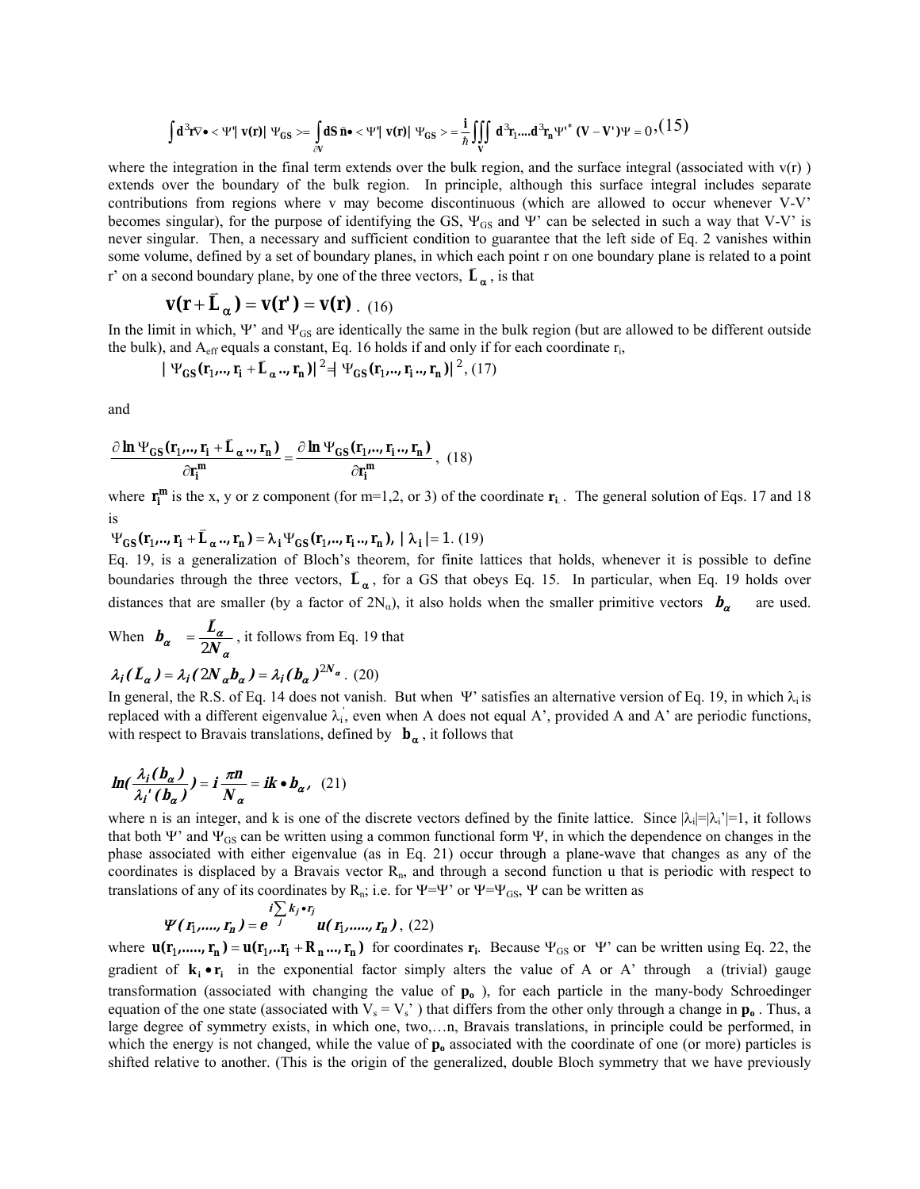$$\int d^3r\nabla\bullet <\Psi'|\,\mathbf{v(r)}|\,\Psi_{GS}>= \int_{\partial V} \mathbf{dS}\,\hat{\mathbf{n}}\bullet <\Psi'|\,\mathbf{v(r)}|\,\Psi_{GS}> = \frac{i}{\hbar}\iiint_V d^3r_1....d^3r_n\Psi'^*(V-V')\Psi = 0 \,, (15)$$

where the integration in the final term extends over the bulk region, and the surface integral (associated with v(r) ) extends over the boundary of the bulk region. In principle, although this surface integral includes separate contributions from regions where v may become discontinuous (which are allowed to occur whenever V-V' becomes singular), for the purpose of identifying the GS, $\Psi_{GS}$ and Ψ' can be selected in such a way that V-V' is never singular. Then, a necessary and sufficient condition to guarantee that the left side of Eq. 2 vanishes within some volume, defined by a set of boundary planes, in which each point r on one boundary plane is related to a point r' on a second boundary plane, by one of the three vectors, $\bar{\mathbf{L}}_\alpha$, is that

$$\mathbf{v(r}+\bar{\mathbf{L}}_\alpha) = \mathbf{v(r')} = \mathbf{v(r)}\,. \quad (16)$$

In the limit in which, Ψ' and $\Psi_{GS}$ are identically the same in the bulk region (but are allowed to be different outside the bulk), and $A_{eff}$ equals a constant, Eq. 16 holds if and only if for each coordinate $r_i$,

$$|\,\Psi_{GS}(\mathbf{r}_1,..,\mathbf{r_i}+\bar{\mathbf{L}}_\alpha..,\mathbf{r_n})|^2 = |\,\Psi_{GS}(\mathbf{r}_1,..,\mathbf{r_i}..,\mathbf{r_n})|^2\,, (17)$$

and

$$\frac{\partial \ln \Psi_{GS}(\mathbf{r}_1,..,\mathbf{r_i}+\bar{\mathbf{L}}_\alpha..,\mathbf{r_n})}{\partial \mathbf{r_i^m}} = \frac{\partial \ln \Psi_{GS}(\mathbf{r}_1,..,\mathbf{r_i}..,\mathbf{r_n})}{\partial \mathbf{r_i^m}}\,, \quad (18)$$

where $\mathbf{r_i^m}$ is the x, y or z component (for m=1,2, or 3) of the coordinate $\mathbf{r_i}$. The general solution of Eqs. 17 and 18 is

$$\Psi_{GS}(\mathbf{r}_1,..,\mathbf{r_i}+\bar{\mathbf{L}}_\alpha..,\mathbf{r_n}) = \lambda_i\Psi_{GS}(\mathbf{r}_1,..,\mathbf{r_i}..,\mathbf{r_n}),\ |\,\lambda_i| = 1.\ (19)$$

Eq. 19, is a generalization of Bloch's theorem, for finite lattices that holds, whenever it is possible to define boundaries through the three vectors, $\bar{\mathbf{L}}_\alpha$, for a GS that obeys Eq. 15. In particular, when Eq. 19 holds over distances that are smaller (by a factor of $2N_\alpha$), it also holds when the smaller primitive vectors $\boldsymbol{b_\alpha}$ are used. When $\boldsymbol{b_\alpha} = \frac{\bar{\boldsymbol{L}}_\alpha}{2\boldsymbol{N}_\alpha}$, it follows from Eq. 19 that

$$\lambda_i(\bar{\boldsymbol{L}}_\alpha) = \lambda_i(2\boldsymbol{N}_\alpha\boldsymbol{b}_\alpha) = \lambda_i(\boldsymbol{b}_\alpha)^{2N_\alpha}\,.\ (20)$$

In general, the R.S. of Eq. 14 does not vanish. But when Ψ' satisfies an alternative version of Eq. 19, in which $\lambda_i$ is replaced with a different eigenvalue $\lambda_i'$, even when A does not equal A', provided A and A' are periodic functions, with respect to Bravais translations, defined by $\mathbf{b}_\alpha$, it follows that

$$ln(\frac{\lambda_i(b_\alpha)}{\lambda_i'(b_\alpha)}) = i\frac{\pi n}{N_\alpha} = ik\bullet b_\alpha\,,\quad (21)$$

where n is an integer, and k is one of the discrete vectors defined by the finite lattice. Since $|\lambda_i|=|\lambda_i'|=1$, it follows that both Ψ' and $\Psi_{GS}$ can be written using a common functional form Ψ, in which the dependence on changes in the phase associated with either eigenvalue (as in Eq. 21) occur through a plane-wave that changes as any of the coordinates is displaced by a Bravais vector $R_n$, and through a second function u that is periodic with respect to translations of any of its coordinates by $R_n$; i.e. for Ψ=Ψ' or Ψ=$\Psi_{GS}$, Ψ can be written as

$$\Psi(r_1,....,r_n) = e^{i\sum_j k_j\bullet r_j}\,u(r_1,.....,r_n)\,,\ (22)$$

where $\mathbf{u(r_1,.....,r_n)} = \mathbf{u(r_1,..r_i+R_n...,r_n)}$ for coordinates $\mathbf{r_i}$. Because $\Psi_{GS}$ or Ψ' can be written using Eq. 22, the gradient of $\mathbf{k_i}\bullet\mathbf{r_i}$ in the exponential factor simply alters the value of A or A' through a (trivial) gauge transformation (associated with changing the value of $\mathbf{p_o}$), for each particle in the many-body Schroedinger equation of the one state (associated with $V_s = V_s'$) that differs from the other only through a change in $\mathbf{p_o}$. Thus, a large degree of symmetry exists, in which one, two,…n, Bravais translations, in principle could be performed, in which the energy is not changed, while the value of $\mathbf{p_o}$ associated with the coordinate of one (or more) particles is shifted relative to another. (This is the origin of the generalized, double Bloch symmetry that we have previously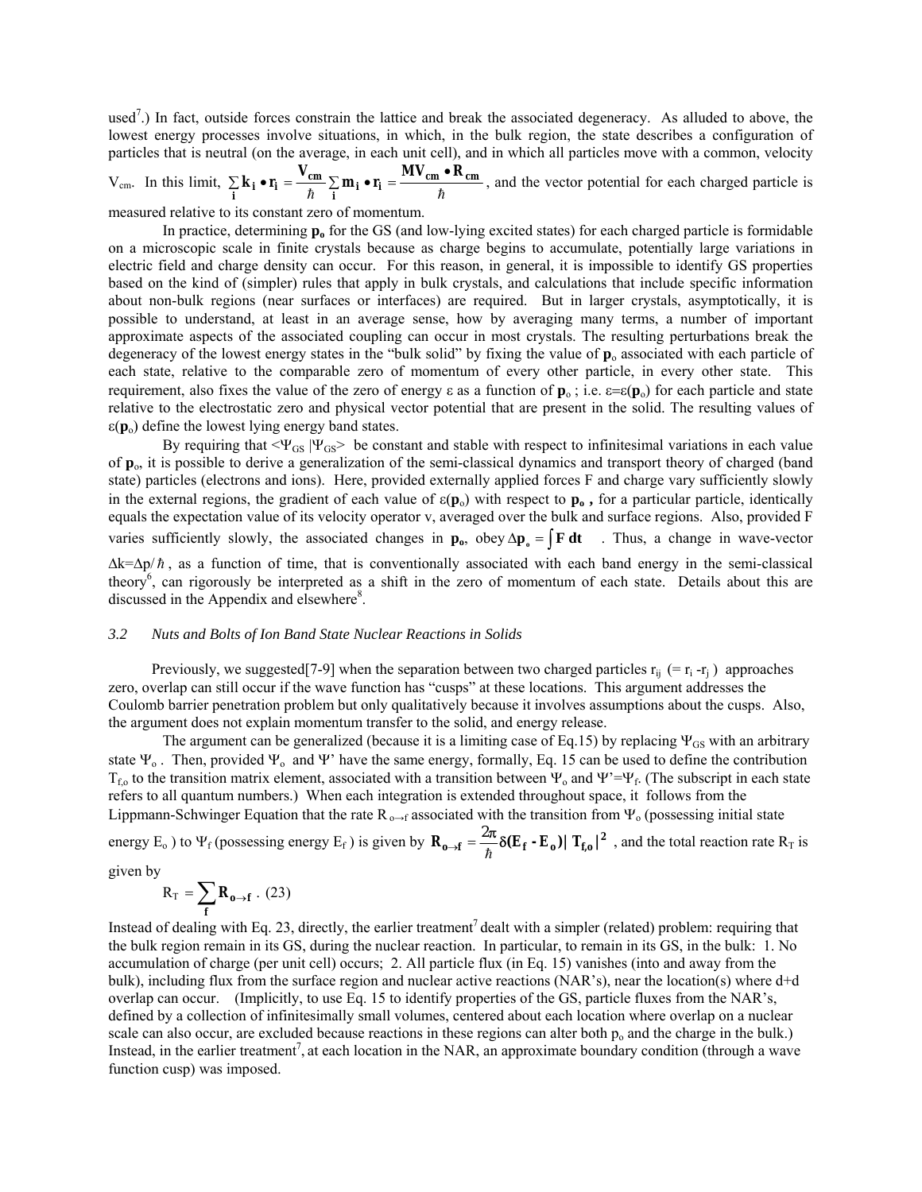used[7].) In fact, outside forces constrain the lattice and break the associated degeneracy. As alluded to above, the lowest energy processes involve situations, in which, in the bulk region, the state describes a configuration of particles that is neutral (on the average, in each unit cell), and in which all particles move with a common, velocity $V_{cm}$. In this limit, $\sum_i \mathbf{k_i} \bullet \mathbf{r_i} = \frac{\mathbf{V_{cm}}}{\hbar} \sum_i \mathbf{m_i} \bullet \mathbf{r_i} = \frac{\mathbf{MV_{cm}} \bullet \mathbf{R_{cm}}}{\hbar}$, and the vector potential for each charged particle is measured relative to its constant zero of momentum.

In practice, determining $\mathbf{p_o}$ for the GS (and low-lying excited states) for each charged particle is formidable on a microscopic scale in finite crystals because as charge begins to accumulate, potentially large variations in electric field and charge density can occur. For this reason, in general, it is impossible to identify GS properties based on the kind of (simpler) rules that apply in bulk crystals, and calculations that include specific information about non-bulk regions (near surfaces or interfaces) are required. But in larger crystals, asymptotically, it is possible to understand, at least in an average sense, how by averaging many terms, a number of important approximate aspects of the associated coupling can occur in most crystals. The resulting perturbations break the degeneracy of the lowest energy states in the "bulk solid" by fixing the value of $\mathbf{p}_o$ associated with each particle of each state, relative to the comparable zero of momentum of every other particle, in every other state. This requirement, also fixes the value of the zero of energy $\varepsilon$ as a function of $\mathbf{p}_o$ ; i.e. $\varepsilon=\varepsilon(\mathbf{p}_o)$ for each particle and state relative to the electrostatic zero and physical vector potential that are present in the solid. The resulting values of $\varepsilon(\mathbf{p}_o)$ define the lowest lying energy band states.

By requiring that $<\Psi_{GS}|\Psi_{GS}>$ be constant and stable with respect to infinitesimal variations in each value of $\mathbf{p}_o$, it is possible to derive a generalization of the semi-classical dynamics and transport theory of charged (band state) particles (electrons and ions). Here, provided externally applied forces F and charge vary sufficiently slowly in the external regions, the gradient of each value of $\varepsilon(\mathbf{p}_o)$ with respect to $\mathbf{p_o}$ **,** for a particular particle, identically equals the expectation value of its velocity operator v, averaged over the bulk and surface regions. Also, provided F varies sufficiently slowly, the associated changes in $\mathbf{p_o}$, obey $\Delta \mathbf{p_o} = \int \mathbf{F}\, \mathbf{dt}$ . Thus, a change in wave-vector $\Delta k=\Delta p/\hbar$ , as a function of time, that is conventionally associated with each band energy in the semi-classical theory[6], can rigorously be interpreted as a shift in the zero of momentum of each state. Details about this are discussed in the Appendix and elsewhere[8].

### *3.2 Nuts and Bolts of Ion Band State Nuclear Reactions in Solids*

Previously, we suggested[7-9] when the separation between two charged particles $r_{ij}$ (= $r_i$ - $r_j$ ) approaches zero, overlap can still occur if the wave function has "cusps" at these locations. This argument addresses the Coulomb barrier penetration problem but only qualitatively because it involves assumptions about the cusps. Also, the argument does not explain momentum transfer to the solid, and energy release.

The argument can be generalized (because it is a limiting case of Eq.15) by replacing $\Psi_{GS}$ with an arbitrary state $\Psi_o$ . Then, provided $\Psi_o$ and $\Psi$' have the same energy, formally, Eq. 15 can be used to define the contribution $T_{f,o}$ to the transition matrix element, associated with a transition between $\Psi_o$ and $\Psi'=\Psi_f$. (The subscript in each state refers to all quantum numbers.) When each integration is extended throughout space, it follows from the Lippmann-Schwinger Equation that the rate $R_{o\rightarrow f}$ associated with the transition from $\Psi_o$ (possessing initial state energy $E_o$ ) to $\Psi_f$ (possessing energy $E_f$ ) is given by $\mathbf{R_{o\rightarrow f}} = \frac{2\pi}{\hbar}\boldsymbol{\delta}\mathbf{(E_f - E_o)|\, T_{f,o}|^2}$ , and the total reaction rate $R_T$ is given by

$$R_T = \sum_{\mathbf{f}} \mathbf{R_{o\rightarrow f}} \;. \quad (23)$$

Instead of dealing with Eq. 23, directly, the earlier treatment[7] dealt with a simpler (related) problem: requiring that the bulk region remain in its GS, during the nuclear reaction. In particular, to remain in its GS, in the bulk: 1. No accumulation of charge (per unit cell) occurs; 2. All particle flux (in Eq. 15) vanishes (into and away from the bulk), including flux from the surface region and nuclear active reactions (NAR's), near the location(s) where d+d overlap can occur. (Implicitly, to use Eq. 15 to identify properties of the GS, particle fluxes from the NAR's, defined by a collection of infinitesimally small volumes, centered about each location where overlap on a nuclear scale can also occur, are excluded because reactions in these regions can alter both $p_o$ and the charge in the bulk.) Instead, in the earlier treatment[7], at each location in the NAR, an approximate boundary condition (through a wave function cusp) was imposed.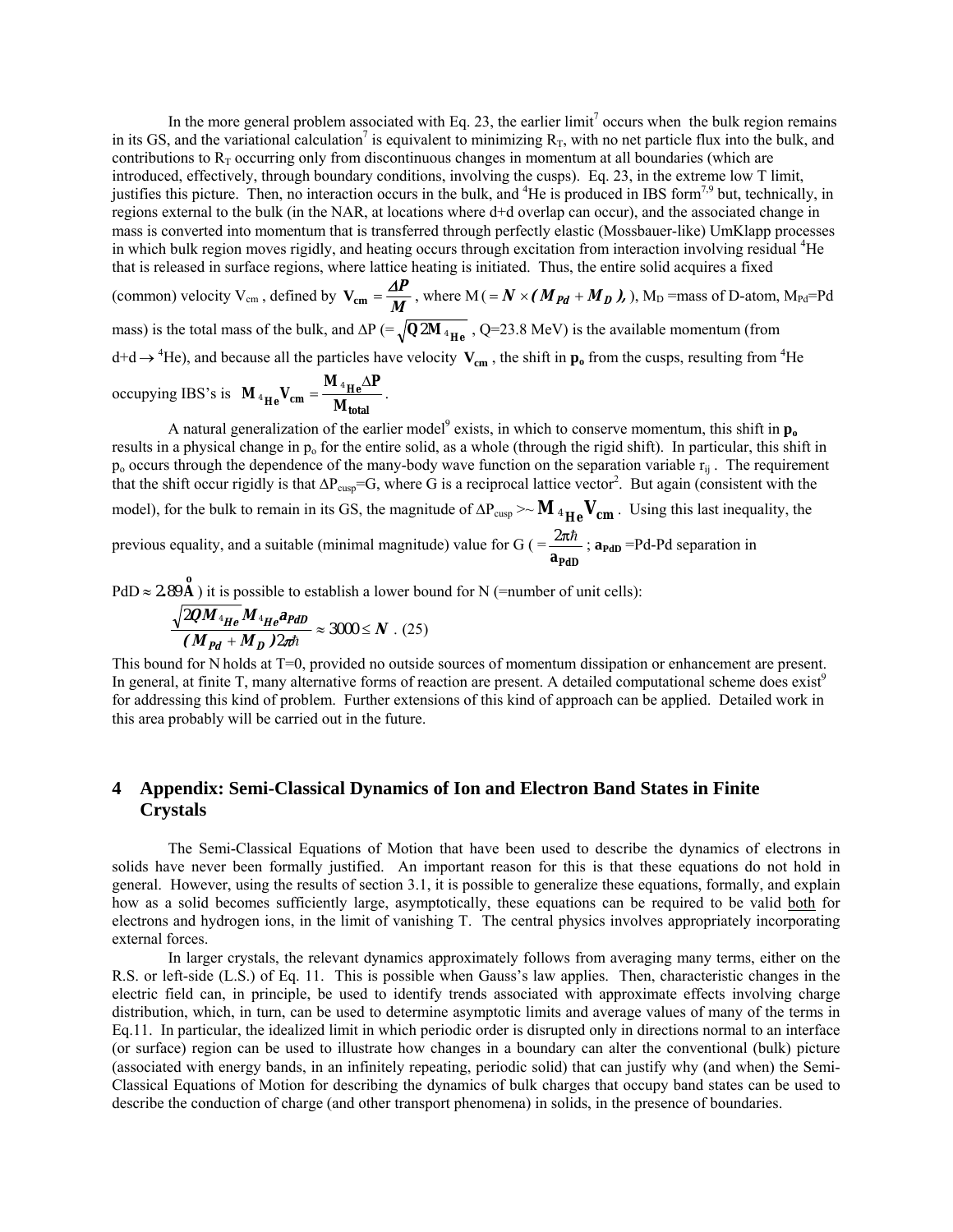In the more general problem associated with Eq. 23, the earlier limit[7] occurs when the bulk region remains in its GS, and the variational calculation[7] is equivalent to minimizing $R_T$, with no net particle flux into the bulk, and contributions to $R_T$ occurring only from discontinuous changes in momentum at all boundaries (which are introduced, effectively, through boundary conditions, involving the cusps). Eq. 23, in the extreme low T limit, justifies this picture. Then, no interaction occurs in the bulk, and $^4$He is produced in IBS form[7,9] but, technically, in regions external to the bulk (in the NAR, at locations where d+d overlap can occur), and the associated change in mass is converted into momentum that is transferred through perfectly elastic (Mossbauer-like) UmKlapp processes in which bulk region moves rigidly, and heating occurs through excitation from interaction involving residual $^4$He that is released in surface regions, where lattice heating is initiated. Thus, the entire solid acquires a fixed (common) velocity $V_{cm}$, defined by $\mathbf{V_{cm}} = \frac{\Delta P}{M}$, where M ( $= N \times (M_{Pd} + M_D)$, ), $M_D$ =mass of D-atom, $M_{Pd}$=Pd mass) is the total mass of the bulk, and $\Delta P$ (= $\sqrt{Q\, 2M_{^4He}}$ , Q=23.8 MeV) is the available momentum (from d+d$\rightarrow$ $^4$He), and because all the particles have velocity $\mathbf{V_{cm}}$ , the shift in $\mathbf{p_o}$ from the cusps, resulting from $^4$He occupying IBS's is $\mathbf{M_{^4He} V_{cm}} = \frac{\mathbf{M_{^4He}} \Delta \mathbf{P}}{\mathbf{M_{total}}}$.

A natural generalization of the earlier model[9] exists, in which to conserve momentum, this shift in $\mathbf{p_o}$ results in a physical change in $p_o$ for the entire solid, as a whole (through the rigid shift). In particular, this shift in $p_o$ occurs through the dependence of the many-body wave function on the separation variable $r_{ij}$ . The requirement that the shift occur rigidly is that $\Delta P_{cusp}$=G, where G is a reciprocal lattice vector[2]. But again (consistent with the model), for the bulk to remain in its GS, the magnitude of $\Delta P_{cusp}$ >~ $\mathbf{M_{^4He} V_{cm}}$ . Using this last inequality, the previous equality, and a suitable (minimal magnitude) value for G ( $= \frac{2\pi\hbar}{\mathbf{a_{PdD}}}$ ; $\mathbf{a_{PdD}}$ =Pd-Pd separation in PdD $\approx 2.89\text{Å}$ ) it is possible to establish a lower bound for N (=number of unit cells):

$$\frac{\sqrt{2QM_{^4He}}\, M_{^4He}\, a_{PdD}}{(M_{Pd} + M_D)\, 2\pi\hbar} \approx 3000 \le N \ . \ (25)$$

This bound for N holds at T=0, provided no outside sources of momentum dissipation or enhancement are present. In general, at finite T, many alternative forms of reaction are present. A detailed computational scheme does exist[9] for addressing this kind of problem. Further extensions of this kind of approach can be applied. Detailed work in this area probably will be carried out in the future.

# 4 Appendix: Semi-Classical Dynamics of Ion and Electron Band States in Finite Crystals

The Semi-Classical Equations of Motion that have been used to describe the dynamics of electrons in solids have never been formally justified. An important reason for this is that these equations do not hold in general. However, using the results of section 3.1, it is possible to generalize these equations, formally, and explain how as a solid becomes sufficiently large, asymptotically, these equations can be required to be valid both for electrons and hydrogen ions, in the limit of vanishing T. The central physics involves appropriately incorporating external forces.

In larger crystals, the relevant dynamics approximately follows from averaging many terms, either on the R.S. or left-side (L.S.) of Eq. 11. This is possible when Gauss's law applies. Then, characteristic changes in the electric field can, in principle, be used to identify trends associated with approximate effects involving charge distribution, which, in turn, can be used to determine asymptotic limits and average values of many of the terms in Eq.11. In particular, the idealized limit in which periodic order is disrupted only in directions normal to an interface (or surface) region can be used to illustrate how changes in a boundary can alter the conventional (bulk) picture (associated with energy bands, in an infinitely repeating, periodic solid) that can justify why (and when) the Semi-Classical Equations of Motion for describing the dynamics of bulk charges that occupy band states can be used to describe the conduction of charge (and other transport phenomena) in solids, in the presence of boundaries.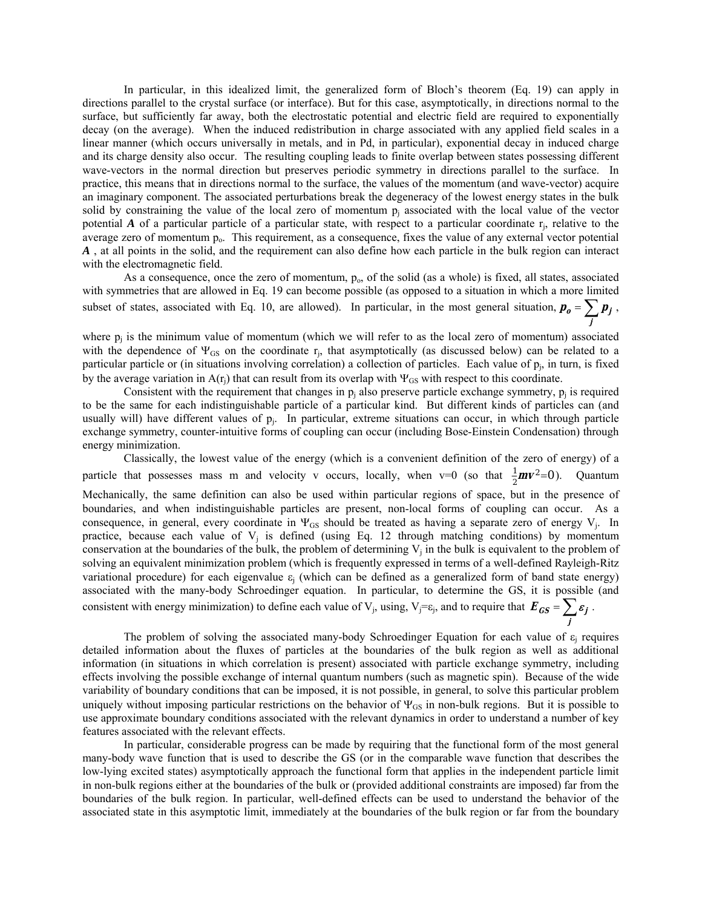In particular, in this idealized limit, the generalized form of Bloch's theorem (Eq. 19) can apply in directions parallel to the crystal surface (or interface). But for this case, asymptotically, in directions normal to the surface, but sufficiently far away, both the electrostatic potential and electric field are required to exponentially decay (on the average). When the induced redistribution in charge associated with any applied field scales in a linear manner (which occurs universally in metals, and in Pd, in particular), exponential decay in induced charge and its charge density also occur. The resulting coupling leads to finite overlap between states possessing different wave-vectors in the normal direction but preserves periodic symmetry in directions parallel to the surface. In practice, this means that in directions normal to the surface, the values of the momentum (and wave-vector) acquire an imaginary component. The associated perturbations break the degeneracy of the lowest energy states in the bulk solid by constraining the value of the local zero of momentum $p_j$ associated with the local value of the vector potential $\boldsymbol{A}$ of a particular particle of a particular state, with respect to a particular coordinate $r_j$, relative to the average zero of momentum $p_o$. This requirement, as a consequence, fixes the value of any external vector potential $\boldsymbol{A}$, at all points in the solid, and the requirement can also define how each particle in the bulk region can interact with the electromagnetic field.

As a consequence, once the zero of momentum, $p_o$, of the solid (as a whole) is fixed, all states, associated with symmetries that are allowed in Eq. 19 can become possible (as opposed to a situation in which a more limited subset of states, associated with Eq. 10, are allowed). In particular, in the most general situation, $\boldsymbol{p_o} = \sum_j \boldsymbol{p_j}$, where $p_j$ is the minimum value of momentum (which we will refer to as the local zero of momentum) associated with the dependence of $\Psi_{GS}$ on the coordinate $r_j$, that asymptotically (as discussed below) can be related to a particular particle or (in situations involving correlation) a collection of particles. Each value of $p_j$, in turn, is fixed by the average variation in $A(r_j)$ that can result from its overlap with $\Psi_{GS}$ with respect to this coordinate.

Consistent with the requirement that changes in $p_j$ also preserve particle exchange symmetry, $p_j$ is required to be the same for each indistinguishable particle of a particular kind. But different kinds of particles can (and usually will) have different values of $p_j$. In particular, extreme situations can occur, in which through particle exchange symmetry, counter-intuitive forms of coupling can occur (including Bose-Einstein Condensation) through energy minimization.

Classically, the lowest value of the energy (which is a convenient definition of the zero of energy) of a particle that possesses mass m and velocity v occurs, locally, when v=0 (so that $\frac{1}{2}\boldsymbol{mv}^2=0$). Quantum Mechanically, the same definition can also be used within particular regions of space, but in the presence of boundaries, and when indistinguishable particles are present, non-local forms of coupling can occur. As a consequence, in general, every coordinate in $\Psi_{GS}$ should be treated as having a separate zero of energy $V_j$. In practice, because each value of $V_j$ is defined (using Eq. 12 through matching conditions) by momentum conservation at the boundaries of the bulk, the problem of determining $V_j$ in the bulk is equivalent to the problem of solving an equivalent minimization problem (which is frequently expressed in terms of a well-defined Rayleigh-Ritz variational procedure) for each eigenvalue $\varepsilon_j$ (which can be defined as a generalized form of band state energy) associated with the many-body Schroedinger equation. In particular, to determine the GS, it is possible (and consistent with energy minimization) to define each value of $V_j$, using, $V_j=\varepsilon_j$, and to require that $\boldsymbol{E_{GS}} = \sum_j \boldsymbol{\varepsilon_j}$.

The problem of solving the associated many-body Schroedinger Equation for each value of $\varepsilon_j$ requires detailed information about the fluxes of particles at the boundaries of the bulk region as well as additional information (in situations in which correlation is present) associated with particle exchange symmetry, including effects involving the possible exchange of internal quantum numbers (such as magnetic spin). Because of the wide variability of boundary conditions that can be imposed, it is not possible, in general, to solve this particular problem uniquely without imposing particular restrictions on the behavior of $\Psi_{GS}$ in non-bulk regions. But it is possible to use approximate boundary conditions associated with the relevant dynamics in order to understand a number of key features associated with the relevant effects.

In particular, considerable progress can be made by requiring that the functional form of the most general many-body wave function that is used to describe the GS (or in the comparable wave function that describes the low-lying excited states) asymptotically approach the functional form that applies in the independent particle limit in non-bulk regions either at the boundaries of the bulk or (provided additional constraints are imposed) far from the boundaries of the bulk region. In particular, well-defined effects can be used to understand the behavior of the associated state in this asymptotic limit, immediately at the boundaries of the bulk region or far from the boundary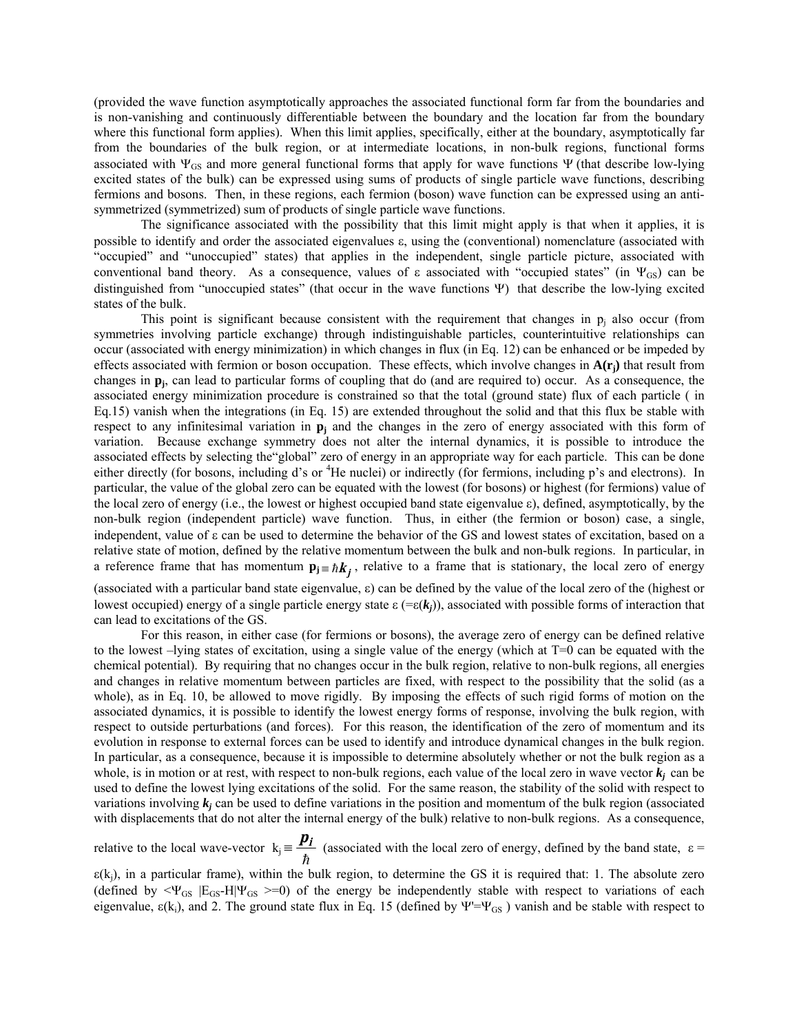(provided the wave function asymptotically approaches the associated functional form far from the boundaries and is non-vanishing and continuously differentiable between the boundary and the location far from the boundary where this functional form applies). When this limit applies, specifically, either at the boundary, asymptotically far from the boundaries of the bulk region, or at intermediate locations, in non-bulk regions, functional forms associated with $\Psi_{GS}$ and more general functional forms that apply for wave functions $\Psi$ (that describe low-lying excited states of the bulk) can be expressed using sums of products of single particle wave functions, describing fermions and bosons. Then, in these regions, each fermion (boson) wave function can be expressed using an anti-symmetrized (symmetrized) sum of products of single particle wave functions.

The significance associated with the possibility that this limit might apply is that when it applies, it is possible to identify and order the associated eigenvalues $\varepsilon$, using the (conventional) nomenclature (associated with "occupied" and "unoccupied" states) that applies in the independent, single particle picture, associated with conventional band theory. As a consequence, values of $\varepsilon$ associated with "occupied states" (in $\Psi_{GS}$) can be distinguished from "unoccupied states" (that occur in the wave functions $\Psi$) that describe the low-lying excited states of the bulk.

This point is significant because consistent with the requirement that changes in $p_j$ also occur (from symmetries involving particle exchange) through indistinguishable particles, counterintuitive relationships can occur (associated with energy minimization) in which changes in flux (in Eq. 12) can be enhanced or be impeded by effects associated with fermion or boson occupation. These effects, which involve changes in $\mathbf{A(r_j)}$ that result from changes in $\mathbf{p_j}$, can lead to particular forms of coupling that do (and are required to) occur. As a consequence, the associated energy minimization procedure is constrained so that the total (ground state) flux of each particle ( in Eq.15) vanish when the integrations (in Eq. 15) are extended throughout the solid and that this flux be stable with respect to any infinitesimal variation in $\mathbf{p_j}$ and the changes in the zero of energy associated with this form of variation. Because exchange symmetry does not alter the internal dynamics, it is possible to introduce the associated effects by selecting the"global" zero of energy in an appropriate way for each particle. This can be done either directly (for bosons, including d's or $^4$He nuclei) or indirectly (for fermions, including p's and electrons). In particular, the value of the global zero can be equated with the lowest (for bosons) or highest (for fermions) value of the local zero of energy (i.e., the lowest or highest occupied band state eigenvalue $\varepsilon$), defined, asymptotically, by the non-bulk region (independent particle) wave function. Thus, in either (the fermion or boson) case, a single, independent, value of $\varepsilon$ can be used to determine the behavior of the GS and lowest states of excitation, based on a relative state of motion, defined by the relative momentum between the bulk and non-bulk regions. In particular, in a reference frame that has momentum $\mathbf{p_j} \equiv \hbar \boldsymbol{k_j}$, relative to a frame that is stationary, the local zero of energy (associated with a particular band state eigenvalue, $\varepsilon$) can be defined by the value of the local zero of the (highest or lowest occupied) energy of a single particle energy state $\varepsilon$ ($=\varepsilon(\boldsymbol{k_j})$), associated with possible forms of interaction that can lead to excitations of the GS.

For this reason, in either case (for fermions or bosons), the average zero of energy can be defined relative to the lowest –lying states of excitation, using a single value of the energy (which at T=0 can be equated with the chemical potential). By requiring that no changes occur in the bulk region, relative to non-bulk regions, all energies and changes in relative momentum between particles are fixed, with respect to the possibility that the solid (as a whole), as in Eq. 10, be allowed to move rigidly. By imposing the effects of such rigid forms of motion on the associated dynamics, it is possible to identify the lowest energy forms of response, involving the bulk region, with respect to outside perturbations (and forces). For this reason, the identification of the zero of momentum and its evolution in response to external forces can be used to identify and introduce dynamical changes in the bulk region. In particular, as a consequence, because it is impossible to determine absolutely whether or not the bulk region as a whole, is in motion or at rest, with respect to non-bulk regions, each value of the local zero in wave vector $\boldsymbol{k_j}$ can be used to define the lowest lying excitations of the solid. For the same reason, the stability of the solid with respect to variations involving $\boldsymbol{k_j}$ can be used to define variations in the position and momentum of the bulk region (associated with displacements that do not alter the internal energy of the bulk) relative to non-bulk regions. As a consequence, relative to the local wave-vector $k_j \equiv \dfrac{\boldsymbol{p_i}}{\hbar}$ (associated with the local zero of energy, defined by the band state, $\varepsilon = \varepsilon(k_j)$, in a particular frame), within the bulk region, to determine the GS it is required that: 1. The absolute zero (defined by $<\Psi_{GS}\ |E_{GS}\text{-}H|\Psi_{GS}>=0$) of the energy be independently stable with respect to variations of each eigenvalue, $\varepsilon(k_i)$, and 2. The ground state flux in Eq. 15 (defined by $\Psi'=\Psi_{GS}$ ) vanish and be stable with respect to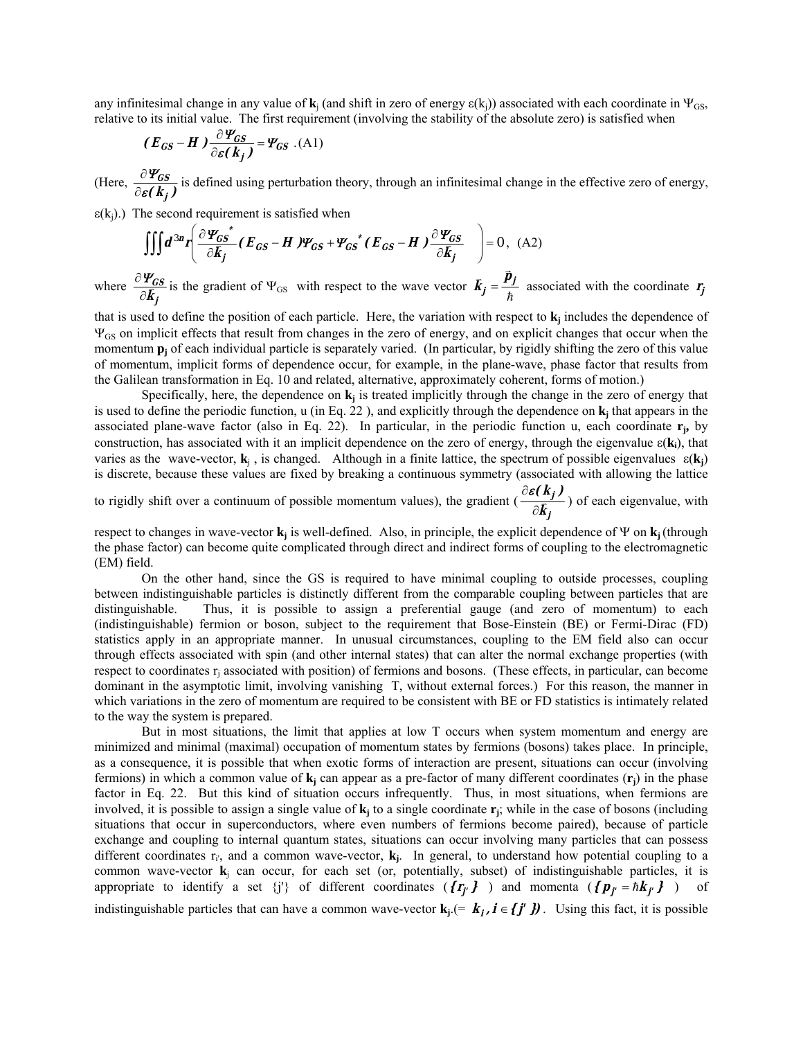any infinitesimal change in any value of $\mathbf{k}_j$ (and shift in zero of energy $\varepsilon(k_j)$) associated with each coordinate in $\Psi_{GS}$, relative to its initial value. The first requirement (involving the stability of the absolute zero) is satisfied when

$$(E_{GS} - H)\frac{\partial \Psi_{GS}}{\partial \varepsilon(k_j)} = \Psi_{GS} \quad \text{(A1)}$$

(Here, $\frac{\partial \Psi_{GS}}{\partial \varepsilon(k_j)}$ is defined using perturbation theory, through an infinitesimal change in the effective zero of energy, $\varepsilon(k_j)$.) The second requirement is satisfied when

$$\iiint d^{3n}r \left( \frac{\partial \Psi_{GS}^*}{\partial \vec{k}_j}(E_{GS} - H)\Psi_{GS} + \Psi_{GS}^*(E_{GS} - H)\frac{\partial \Psi_{GS}}{\partial \vec{k}_j} \right) = 0, \quad \text{(A2)}$$

where $\frac{\partial \Psi_{GS}}{\partial \vec{k}_j}$ is the gradient of $\Psi_{GS}$ with respect to the wave vector $\vec{k}_j = \frac{\vec{p}_j}{\hbar}$ associated with the coordinate $r_j$ that is used to define the position of each particle. Here, the variation with respect to $\mathbf{k}_j$ includes the dependence of $\Psi_{GS}$ on implicit effects that result from changes in the zero of energy, and on explicit changes that occur when the momentum $\mathbf{p}_j$ of each individual particle is separately varied. (In particular, by rigidly shifting the zero of this value of momentum, implicit forms of dependence occur, for example, in the plane-wave, phase factor that results from the Galilean transformation in Eq. 10 and related, alternative, approximately coherent, forms of motion.)

Specifically, here, the dependence on $\mathbf{k}_j$ is treated implicitly through the change in the zero of energy that is used to define the periodic function, u (in Eq. 22 ), and explicitly through the dependence on $\mathbf{k}_j$ that appears in the associated plane-wave factor (also in Eq. 22). In particular, in the periodic function u, each coordinate $\mathbf{r}_j$, by construction, has associated with it an implicit dependence on the zero of energy, through the eigenvalue $\varepsilon(\mathbf{k}_i)$, that varies as the wave-vector, $\mathbf{k}_j$ , is changed. Although in a finite lattice, the spectrum of possible eigenvalues $\varepsilon(\mathbf{k}_j)$ is discrete, because these values are fixed by breaking a continuous symmetry (associated with allowing the lattice to rigidly shift over a continuum of possible momentum values), the gradient ($\frac{\partial \varepsilon(k_j)}{\partial \vec{k}_j}$) of each eigenvalue, with respect to changes in wave-vector $\mathbf{k}_j$ is well-defined. Also, in principle, the explicit dependence of $\Psi$ on $\mathbf{k}_j$ (through the phase factor) can become quite complicated through direct and indirect forms of coupling to the electromagnetic (EM) field.

On the other hand, since the GS is required to have minimal coupling to outside processes, coupling between indistinguishable particles is distinctly different from the comparable coupling between particles that are distinguishable. Thus, it is possible to assign a preferential gauge (and zero of momentum) to each (indistinguishable) fermion or boson, subject to the requirement that Bose-Einstein (BE) or Fermi-Dirac (FD) statistics apply in an appropriate manner. In unusual circumstances, coupling to the EM field also can occur through effects associated with spin (and other internal states) that can alter the normal exchange properties (with respect to coordinates $r_j$ associated with position) of fermions and bosons. (These effects, in particular, can become dominant in the asymptotic limit, involving vanishing T, without external forces.) For this reason, the manner in which variations in the zero of momentum are required to be consistent with BE or FD statistics is intimately related to the way the system is prepared.

But in most situations, the limit that applies at low T occurs when system momentum and energy are minimized and minimal (maximal) occupation of momentum states by fermions (bosons) takes place. In principle, as a consequence, it is possible that when exotic forms of interaction are present, situations can occur (involving fermions) in which a common value of $\mathbf{k}_j$ can appear as a pre-factor of many different coordinates ($\mathbf{r}_j$) in the phase factor in Eq. 22. But this kind of situation occurs infrequently. Thus, in most situations, when fermions are involved, it is possible to assign a single value of $\mathbf{k}_j$ to a single coordinate $\mathbf{r}_j$; while in the case of bosons (including situations that occur in superconductors, where even numbers of fermions become paired), because of particle exchange and coupling to internal quantum states, situations can occur involving many particles that can possess different coordinates $r_{i'}$, and a common wave-vector, $\mathbf{k}_j$. In general, to understand how potential coupling to a common wave-vector $\mathbf{k}_j$ can occur, for each set (or, potentially, subset) of indistinguishable particles, it is appropriate to identify a set {j'} of different coordinates ($\{r_{j'}\}$) and momenta ($\{p_{j'} = \hbar k_{j'}\}$) of indistinguishable particles that can have a common wave-vector $\mathbf{k}_j$.(= $k_i, i \in \{j'\}$). Using this fact, it is possible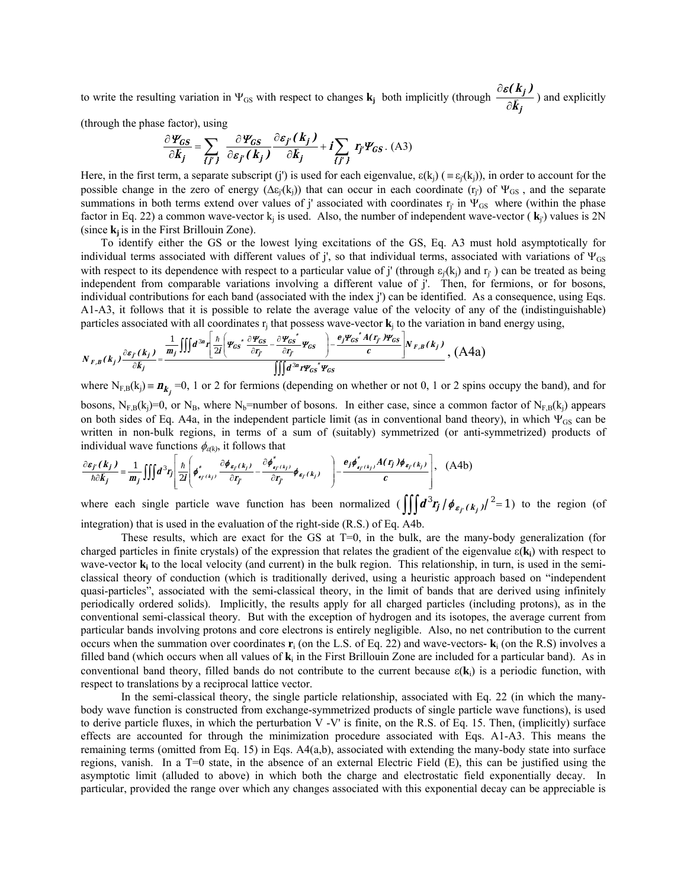to write the resulting variation in $\Psi_{GS}$ with respect to changes $\mathbf{k_j}$ both implicitly (through $\frac{\partial \varepsilon(k_j)}{\partial \bar{k}_j}$) and explicitly (through the phase factor), using

$$\frac{\partial \Psi_{GS}}{\partial \bar{k}_j} = \sum_{\{j'\}} \frac{\partial \Psi_{GS}}{\partial \varepsilon_{j'}(k_j)} \frac{\partial \varepsilon_{j'}(k_j)}{\partial k_j} + i \sum_{\{j'\}} r_{j'} \Psi_{GS} \,. \text{ (A3)}$$

Here, in the first term, a separate subscript (j') is used for each eigenvalue, $\varepsilon(k_j)$ ($\equiv \varepsilon_{j'}(k_j)$), in order to account for the possible change in the zero of energy ($\Delta\varepsilon_{j'}(k_j)$) that can occur in each coordinate ($r_{j'}$) of $\Psi_{GS}$ , and the separate summations in both terms extend over values of j' associated with coordinates $r_{j'}$ in $\Psi_{GS}$ where (within the phase factor in Eq. 22) a common wave-vector $k_j$ is used. Also, the number of independent wave-vector ( $\mathbf{k}_{j'}$) values is 2N (since $\mathbf{k_j}$ is in the First Brillouin Zone).

To identify either the GS or the lowest lying excitations of the GS, Eq. A3 must hold asymptotically for individual terms associated with different values of j', so that individual terms, associated with variations of $\Psi_{GS}$ with respect to its dependence with respect to a particular value of j' (through $\varepsilon_{j'}(k_j)$ and $r_{j'}$ ) can be treated as being independent from comparable variations involving a different value of j'. Then, for fermions, or for bosons, individual contributions for each band (associated with the index j') can be identified. As a consequence, using Eqs. A1-A3, it follows that it is possible to relate the average value of the velocity of any of the (indistinguishable) particles associated with all coordinates $r_j$ that possess wave-vector $\mathbf{k}_j$ to the variation in band energy using,

$$N_{F,B}(k_j)\frac{\partial \varepsilon_{j'}(k_j)}{\partial \bar{k}_j} = \frac{\frac{1}{m_j}\iiint d^{3n}r\left[\frac{\hbar}{2i}\left(\Psi_{GS}^*\frac{\partial \Psi_{GS}}{\partial r_{j'}} - \frac{\partial \Psi_{GS}^*}{\partial r_{j'}}\Psi_{GS}\right) - \frac{e_j \Psi_{GS}^* A(r_{j'})\Psi_{GS}}{c}\right] N_{F,B}(k_j)}{\iiint d^{3n}r \Psi_{GS}^* \Psi_{GS}} \text{, (A4a)}$$

where $N_{F,B}(k_j) \equiv n_{k_j}$ =0, 1 or 2 for fermions (depending on whether or not 0, 1 or 2 spins occupy the band), and for bosons, $N_{F,B}(k_j)$=0, or $N_B$, where $N_b$=number of bosons. In either case, since a common factor of $N_{F,B}(k_j)$ appears on both sides of Eq. A4a, in the independent particle limit (as in conventional band theory), in which $\Psi_{GS}$ can be written in non-bulk regions, in terms of a sum of (suitably) symmetrized (or anti-symmetrized) products of individual wave functions $\phi_{\varepsilon(k)}$, it follows that

$$\frac{\partial \varepsilon_{j'}(k_j)}{\hbar \partial \bar{k}_j} \equiv \frac{1}{m_j}\iiint d^3 r_j \left[\frac{\hbar}{2i}\left(\phi^*_{\varepsilon_{j'}(k_j)}\frac{\partial \phi_{\varepsilon_{j'}(k_j)}}{\partial r_{j'}} - \frac{\partial \phi^*_{\varepsilon_{j'}(k_j)}}{\partial r_{j'}}\phi_{\varepsilon_{j'}(k_j)}\right) - \frac{e_j \phi^*_{\varepsilon_{j'}(k_j)} A(r_j)\phi_{\varepsilon_{j'}(k_j)}}{c}\right], \quad \text{(A4b)}$$

where each single particle wave function has been normalized ($\iiint d^3 r_j |\phi_{\varepsilon_{j'}(k_j)}|^2 = 1$) to the region (of integration) that is used in the evaluation of the right-side (R.S.) of Eq. A4b.

These results, which are exact for the GS at T=0, in the bulk, are the many-body generalization (for charged particles in finite crystals) of the expression that relates the gradient of the eigenvalue $\varepsilon(\mathbf{k_i})$ with respect to wave-vector $\mathbf{k_i}$ to the local velocity (and current) in the bulk region. This relationship, in turn, is used in the semi-classical theory of conduction (which is traditionally derived, using a heuristic approach based on "independent quasi-particles", associated with the semi-classical theory, in the limit of bands that are derived using infinitely periodically ordered solids). Implicitly, the results apply for all charged particles (including protons), as in the conventional semi-classical theory. But with the exception of hydrogen and its isotopes, the average current from particular bands involving protons and core electrons is entirely negligible. Also, no net contribution to the current occurs when the summation over coordinates $\mathbf{r}_i$ (on the L.S. of Eq. 22) and wave-vectors- $\mathbf{k}_i$ (on the R.S) involves a filled band (which occurs when all values of $\mathbf{k}_i$ in the First Brillouin Zone are included for a particular band). As in conventional band theory, filled bands do not contribute to the current because $\varepsilon(\mathbf{k}_i)$ is a periodic function, with respect to translations by a reciprocal lattice vector.

In the semi-classical theory, the single particle relationship, associated with Eq. 22 (in which the many-body wave function is constructed from exchange-symmetrized products of single particle wave functions), is used to derive particle fluxes, in which the perturbation V -V' is finite, on the R.S. of Eq. 15. Then, (implicitly) surface effects are accounted for through the minimization procedure associated with Eqs. A1-A3. This means the remaining terms (omitted from Eq. 15) in Eqs. A4(a,b), associated with extending the many-body state into surface regions, vanish. In a T=0 state, in the absence of an external Electric Field (E), this can be justified using the asymptotic limit (alluded to above) in which both the charge and electrostatic field exponentially decay. In particular, provided the range over which any changes associated with this exponential decay can be appreciable is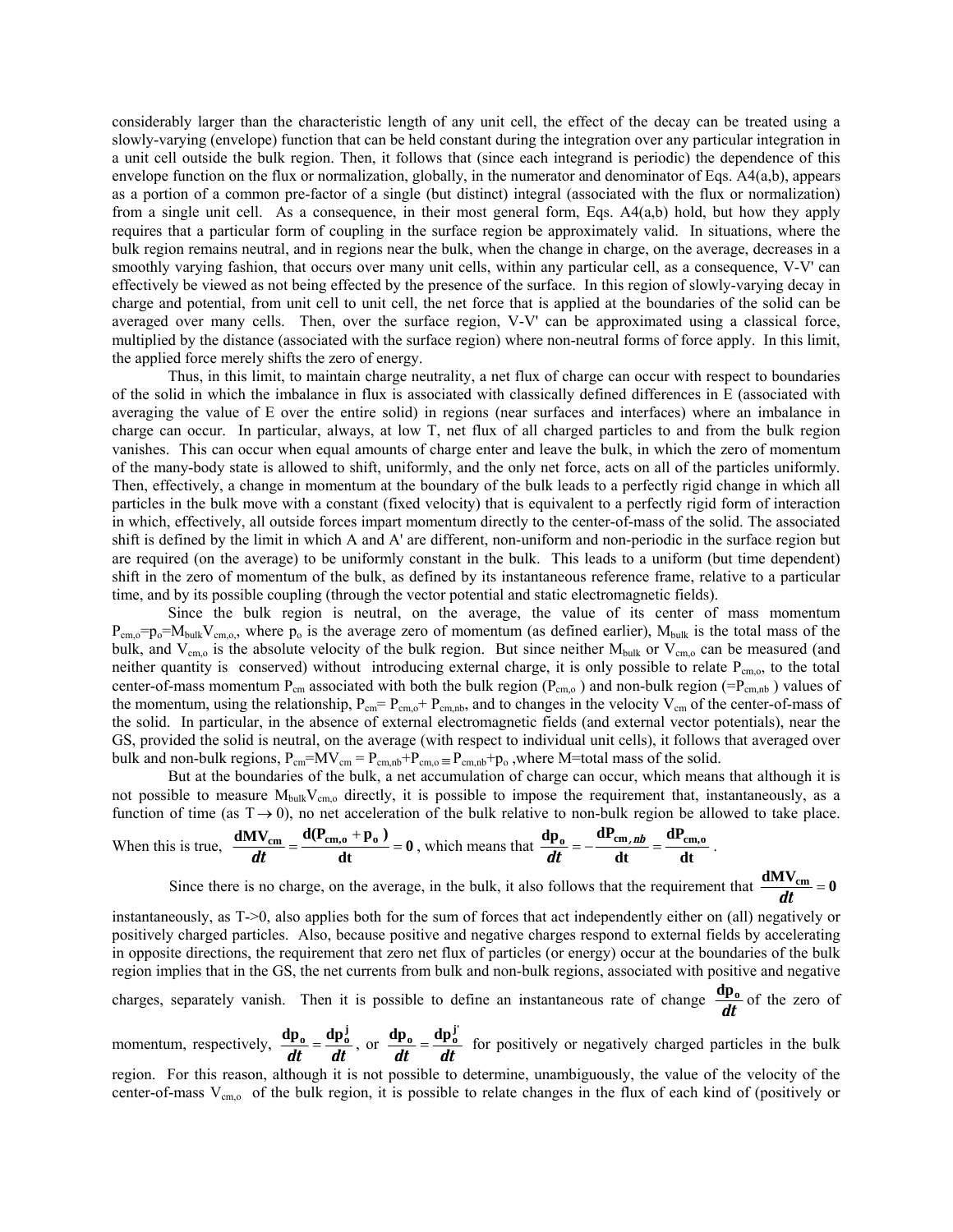considerably larger than the characteristic length of any unit cell, the effect of the decay can be treated using a slowly-varying (envelope) function that can be held constant during the integration over any particular integration in a unit cell outside the bulk region. Then, it follows that (since each integrand is periodic) the dependence of this envelope function on the flux or normalization, globally, in the numerator and denominator of Eqs. A4(a,b), appears as a portion of a common pre-factor of a single (but distinct) integral (associated with the flux or normalization) from a single unit cell. As a consequence, in their most general form, Eqs. A4(a,b) hold, but how they apply requires that a particular form of coupling in the surface region be approximately valid. In situations, where the bulk region remains neutral, and in regions near the bulk, when the change in charge, on the average, decreases in a smoothly varying fashion, that occurs over many unit cells, within any particular cell, as a consequence, V-V' can effectively be viewed as not being effected by the presence of the surface. In this region of slowly-varying decay in charge and potential, from unit cell to unit cell, the net force that is applied at the boundaries of the solid can be averaged over many cells. Then, over the surface region, V-V' can be approximated using a classical force, multiplied by the distance (associated with the surface region) where non-neutral forms of force apply. In this limit, the applied force merely shifts the zero of energy.

Thus, in this limit, to maintain charge neutrality, a net flux of charge can occur with respect to boundaries of the solid in which the imbalance in flux is associated with classically defined differences in E (associated with averaging the value of E over the entire solid) in regions (near surfaces and interfaces) where an imbalance in charge can occur. In particular, always, at low T, net flux of all charged particles to and from the bulk region vanishes. This can occur when equal amounts of charge enter and leave the bulk, in which the zero of momentum of the many-body state is allowed to shift, uniformly, and the only net force, acts on all of the particles uniformly. Then, effectively, a change in momentum at the boundary of the bulk leads to a perfectly rigid change in which all particles in the bulk move with a constant (fixed velocity) that is equivalent to a perfectly rigid form of interaction in which, effectively, all outside forces impart momentum directly to the center-of-mass of the solid. The associated shift is defined by the limit in which A and A' are different, non-uniform and non-periodic in the surface region but are required (on the average) to be uniformly constant in the bulk. This leads to a uniform (but time dependent) shift in the zero of momentum of the bulk, as defined by its instantaneous reference frame, relative to a particular time, and by its possible coupling (through the vector potential and static electromagnetic fields).

Since the bulk region is neutral, on the average, the value of its center of mass momentum $P_{cm,o}=p_o=M_{bulk}V_{cm,o}$, where $p_o$ is the average zero of momentum (as defined earlier), $M_{bulk}$ is the total mass of the bulk, and $V_{cm,o}$ is the absolute velocity of the bulk region. But since neither $M_{bulk}$ or $V_{cm,o}$ can be measured (and neither quantity is conserved) without introducing external charge, it is only possible to relate $P_{cm,o}$, to the total center-of-mass momentum $P_{cm}$ associated with both the bulk region ($P_{cm,o}$ ) and non-bulk region ($=P_{cm,nb}$ ) values of the momentum, using the relationship, $P_{cm}= P_{cm,o}+ P_{cm,nb}$, and to changes in the velocity $V_{cm}$ of the center-of-mass of the solid. In particular, in the absence of external electromagnetic fields (and external vector potentials), near the GS, provided the solid is neutral, on the average (with respect to individual unit cells), it follows that averaged over bulk and non-bulk regions, $P_{cm}=MV_{cm} = P_{cm,nb}+P_{cm,o} \equiv P_{cm,nb}+p_o$ ,where M=total mass of the solid.

But at the boundaries of the bulk, a net accumulation of charge can occur, which means that although it is not possible to measure $M_{bulk}V_{cm,o}$ directly, it is possible to impose the requirement that, instantaneously, as a function of time (as $T \to 0$), no net acceleration of the bulk relative to non-bulk region be allowed to take place. When this is true, $\frac{dMV_{cm}}{dt} = \frac{d(P_{cm,o}+p_o)}{dt} = 0$, which means that $\frac{dp_o}{dt} = -\frac{dP_{cm,nb}}{dt} = \frac{dP_{cm,o}}{dt}$.

Since there is no charge, on the average, in the bulk, it also follows that the requirement that $\frac{dMV_{cm}}{dt} = 0$ instantaneously, as T->0, also applies both for the sum of forces that act independently either on (all) negatively or positively charged particles. Also, because positive and negative charges respond to external fields by accelerating in opposite directions, the requirement that zero net flux of particles (or energy) occur at the boundaries of the bulk region implies that in the GS, the net currents from bulk and non-bulk regions, associated with positive and negative charges, separately vanish. Then it is possible to define an instantaneous rate of change $\frac{dp_o}{dt}$ of the zero of momentum, respectively, $\frac{dp_o}{dt} = \frac{dp_o^j}{dt}$, or $\frac{dp_o}{dt} = \frac{dp_o^{j'}}{dt}$ for positively or negatively charged particles in the bulk region. For this reason, although it is not possible to determine, unambiguously, the value of the velocity of the center-of-mass $V_{cm,o}$ of the bulk region, it is possible to relate changes in the flux of each kind of (positively or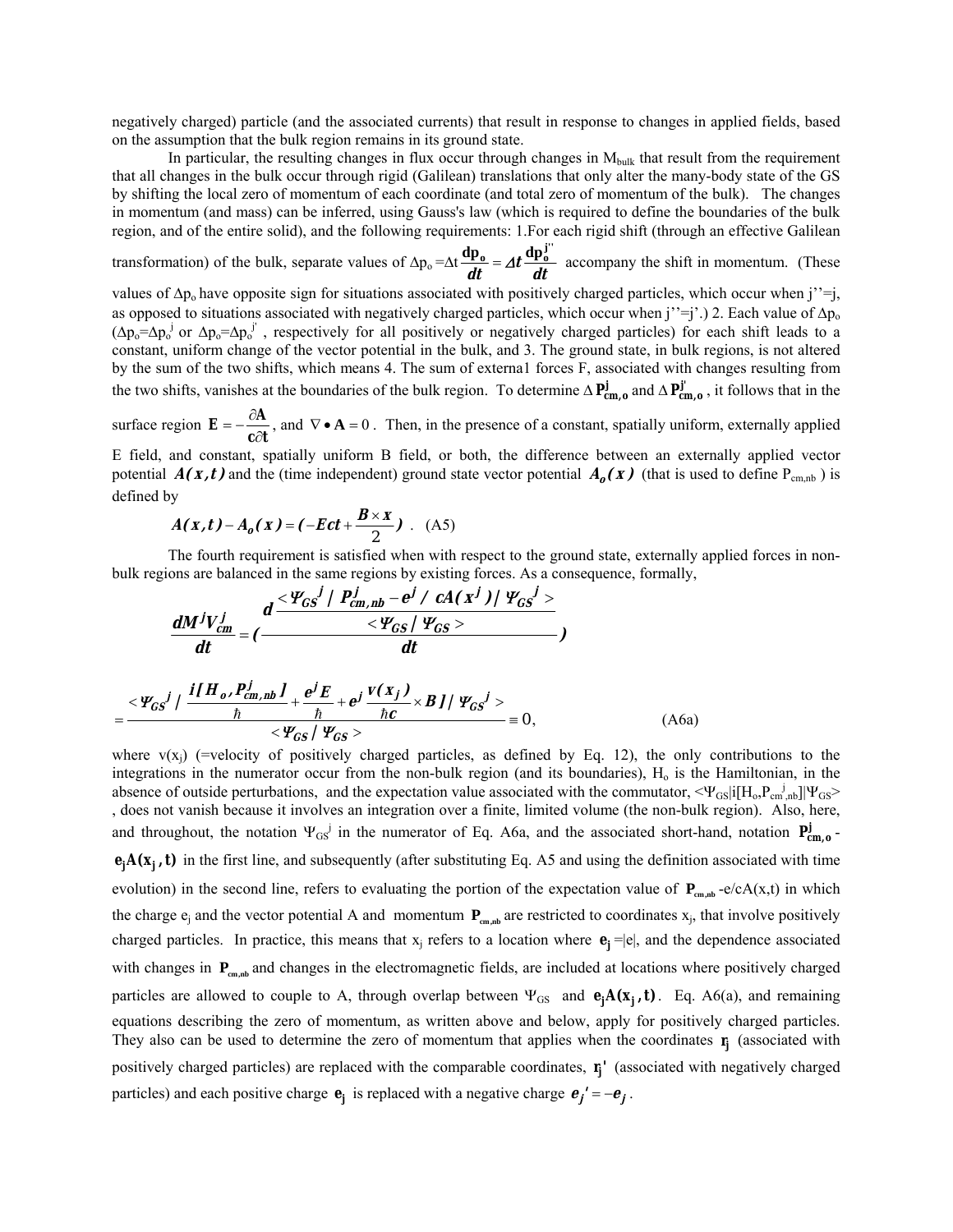negatively charged) particle (and the associated currents) that result in response to changes in applied fields, based on the assumption that the bulk region remains in its ground state.

In particular, the resulting changes in flux occur through changes in $M_{bulk}$ that result from the requirement that all changes in the bulk occur through rigid (Galilean) translations that only alter the many-body state of the GS by shifting the local zero of momentum of each coordinate (and total zero of momentum of the bulk). The changes in momentum (and mass) can be inferred, using Gauss's law (which is required to define the boundaries of the bulk region, and of the entire solid), and the following requirements: 1.For each rigid shift (through an effective Galilean transformation) of the bulk, separate values of $\Delta p_o = \Delta t \frac{dp_o}{dt} = \Delta t \frac{dp_o^{j''}}{dt}$ accompany the shift in momentum. (These values of $\Delta p_o$ have opposite sign for situations associated with positively charged particles, which occur when j''=j, as opposed to situations associated with negatively charged particles, which occur when j''=j'.) 2. Each value of $\Delta p_o$ ($\Delta p_o = \Delta p_o^j$ or $\Delta p_o = \Delta p_o^{j'}$ , respectively for all positively or negatively charged particles) for each shift leads to a constant, uniform change of the vector potential in the bulk, and 3. The ground state, in bulk regions, is not altered by the sum of the two shifts, which means 4. The sum of externa1 forces F, associated with changes resulting from the two shifts, vanishes at the boundaries of the bulk region. To determine $\Delta \mathbf{P}^{j}_{cm,o}$ and $\Delta \mathbf{P}^{j'}_{cm,o}$ , it follows that in the surface region $\mathbf{E} = -\frac{\partial \mathbf{A}}{c\partial t}$ , and $\nabla \bullet \mathbf{A} = 0$ . Then, in the presence of a constant, spatially uniform, externally applied E field, and constant, spatially uniform B field, or both, the difference between an externally applied vector potential $A(x,t)$ and the (time independent) ground state vector potential $A_o(x)$ (that is used to define $P_{cm,nb}$ ) is defined by

$$A(x,t) - A_o(x) = (-Ect + \frac{B \times x}{2}) \quad \text{(A5)}$$

The fourth requirement is satisfied when with respect to the ground state, externally applied forces in non-bulk regions are balanced in the same regions by existing forces. As a consequence, formally,

$$\frac{dM^j V^j_{cm}}{dt} = \left( \frac{d \frac{<\Psi_{GS}{}^j \,|\, P^j_{cm,nb} - e^j / \, cA(x^j) \,|\, \Psi_{GS}{}^j>}{<\Psi_{GS} \,|\, \Psi_{GS}>}}{dt} \right)$$

$$= \frac{<\Psi_{GS}{}^j \,|\, \frac{i[H_o, P^j_{cm,nb}]}{\hbar} + \frac{e^j E}{\hbar} + e^j \frac{v(x_j)}{\hbar c} \times B] \,|\, \Psi_{GS}{}^j>}{<\Psi_{GS} \,|\, \Psi_{GS}>} \equiv 0, \qquad \text{(A6a)}$$

where $v(x_j)$ (=velocity of positively charged particles, as defined by Eq. 12), the only contributions to the integrations in the numerator occur from the non-bulk region (and its boundaries), $H_o$ is the Hamiltonian, in the absence of outside perturbations, and the expectation value associated with the commutator, $<\Psi_{GS}|i[H_o,P_{cm}{}^j{}_{,nb}]|\Psi_{GS}>$ , does not vanish because it involves an integration over a finite, limited volume (the non-bulk region). Also, here, and throughout, the notation $\Psi_{GS}{}^j$ in the numerator of Eq. A6a, and the associated short-hand, notation $\mathbf{P}^{j}_{cm,o}$ - $\mathbf{e_j A(x_j, t)}$ in the first line, and subsequently (after substituting Eq. A5 and using the definition associated with time evolution) in the second line, refers to evaluating the portion of the expectation value of $\mathbf{P}_{cm,nb}$ -e/cA(x,t) in which the charge $e_j$ and the vector potential A and momentum $\mathbf{P}_{cm,nb}$ are restricted to coordinates $x_j$, that involve positively charged particles. In practice, this means that $x_j$ refers to a location where $\mathbf{e_j}$ =|e|, and the dependence associated with changes in $\mathbf{P}_{cm,nb}$ and changes in the electromagnetic fields, are included at locations where positively charged particles are allowed to couple to A, through overlap between $\Psi_{GS}$ and $\mathbf{e_j A(x_j, t)}$. Eq. A6(a), and remaining equations describing the zero of momentum, as written above and below, apply for positively charged particles. They also can be used to determine the zero of momentum that applies when the coordinates $\mathbf{r_j}$ (associated with positively charged particles) are replaced with the comparable coordinates, $\mathbf{r_j'}$ (associated with negatively charged particles) and each positive charge $\mathbf{e_j}$ is replaced with a negative charge $e_j{}' = -e_j$ .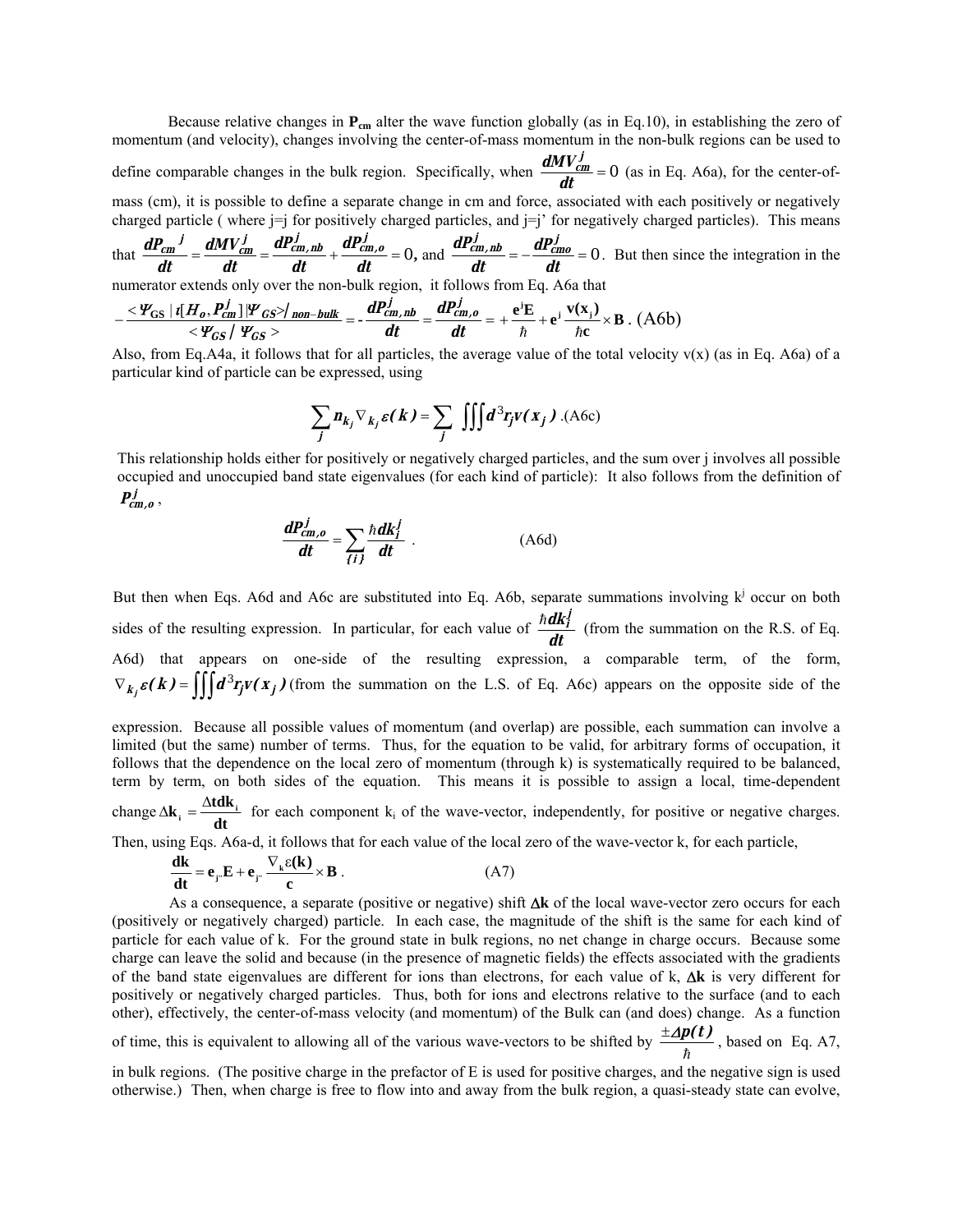Because relative changes in $\mathbf{P_{cm}}$ alter the wave function globally (as in Eq.10), in establishing the zero of momentum (and velocity), changes involving the center-of-mass momentum in the non-bulk regions can be used to define comparable changes in the bulk region. Specifically, when $\frac{dMV_{cm}^{j}}{dt} = 0$ (as in Eq. A6a), for the center-of-mass (cm), it is possible to define a separate change in cm and force, associated with each positively or negatively charged particle ( where j=j for positively charged particles, and j=j' for negatively charged particles). This means that $\frac{dP_{cm}{}^{j}}{dt} = \frac{dMV_{cm}^{j}}{dt} = \frac{dP_{cm,nb}^{j}}{dt} + \frac{dP_{cm,o}^{j}}{dt} = 0$, and $\frac{dP_{cm,nb}^{j}}{dt} = -\frac{dP_{cmo}^{j}}{dt} = 0$. But then since the integration in the numerator extends only over the non-bulk region, it follows from Eq. A6a that

$$-\frac{<\Psi_{GS}\mid \iota[H_o, P_{cm}^{j}]\,|\Psi_{GS}>\!/_{non-bulk}}{<\Psi_{GS}\,/\,\Psi_{GS}>} = -\frac{dP_{cm,nb}^{j}}{dt} = \frac{dP_{cm,o}^{j}}{dt} = +\frac{\mathbf{e}^{j}\mathbf{E}}{\hbar} + \mathbf{e}^{j}\,\frac{\mathbf{v(x_j)}}{\hbar \mathbf{c}} \times \mathbf{B}\,. \quad \text{(A6b)}$$

Also, from Eq.A4a, it follows that for all particles, the average value of the total velocity v(x) (as in Eq. A6a) of a particular kind of particle can be expressed, using

$$\sum_{j} n_{k_j} \nabla_{k_j} \varepsilon(k) = \sum_{j} \iiint d^3 r_j v(x_j)\,. \text{(A6c)}$$

This relationship holds either for positively or negatively charged particles, and the sum over j involves all possible occupied and unoccupied band state eigenvalues (for each kind of particle): It also follows from the definition of $P_{cm,o}^{j}$,

$$\frac{dP_{cm,o}^{j}}{dt} = \sum_{\{i\}} \frac{\hbar dk_i^{j}}{dt}\,. \qquad \text{(A6d)}$$

But then when Eqs. A6d and A6c are substituted into Eq. A6b, separate summations involving $k^j$ occur on both sides of the resulting expression. In particular, for each value of $\frac{\hbar dk_i^{j}}{dt}$ (from the summation on the R.S. of Eq. A6d) that appears on one-side of the resulting expression, a comparable term, of the form, $\nabla_{k_j}\varepsilon(k) = \iiint d^3 r_j v(x_j)$ (from the summation on the L.S. of Eq. A6c) appears on the opposite side of the expression. Because all possible values of momentum (and overlap) are possible, each summation can involve a limited (but the same) number of terms. Thus, for the equation to be valid, for arbitrary forms of occupation, it follows that the dependence on the local zero of momentum (through k) is systematically required to be balanced, term by term, on both sides of the equation. This means it is possible to assign a local, time-dependent change $\Delta \mathbf{k}_i = \frac{\Delta \mathbf{t} \mathbf{dk}_i}{\mathbf{dt}}$ for each component $k_i$ of the wave-vector, independently, for positive or negative charges. Then, using Eqs. A6a-d, it follows that for each value of the local zero of the wave-vector k, for each particle,

$$\frac{\mathbf{dk}}{\mathbf{dt}} = \mathbf{e}_{j''}\mathbf{E} + \mathbf{e}_{j''}\frac{\nabla_{\mathbf{k}}\varepsilon(\mathbf{k})}{\mathbf{c}} \times \mathbf{B}\,. \qquad \text{(A7)}$$

As a consequence, a separate (positive or negative) shift $\mathbf{\Delta k}$ of the local wave-vector zero occurs for each (positively or negatively charged) particle. In each case, the magnitude of the shift is the same for each kind of particle for each value of k. For the ground state in bulk regions, no net change in charge occurs. Because some charge can leave the solid and because (in the presence of magnetic fields) the effects associated with the gradients of the band state eigenvalues are different for ions than electrons, for each value of k, $\mathbf{\Delta k}$ is very different for positively or negatively charged particles. Thus, both for ions and electrons relative to the surface (and to each other), effectively, the center-of-mass velocity (and momentum) of the Bulk can (and does) change. As a function of time, this is equivalent to allowing all of the various wave-vectors to be shifted by $\frac{\pm \Delta p(t)}{\hbar}$, based on Eq. A7, in bulk regions. (The positive charge in the prefactor of E is used for positive charges, and the negative sign is used otherwise.) Then, when charge is free to flow into and away from the bulk region, a quasi-steady state can evolve,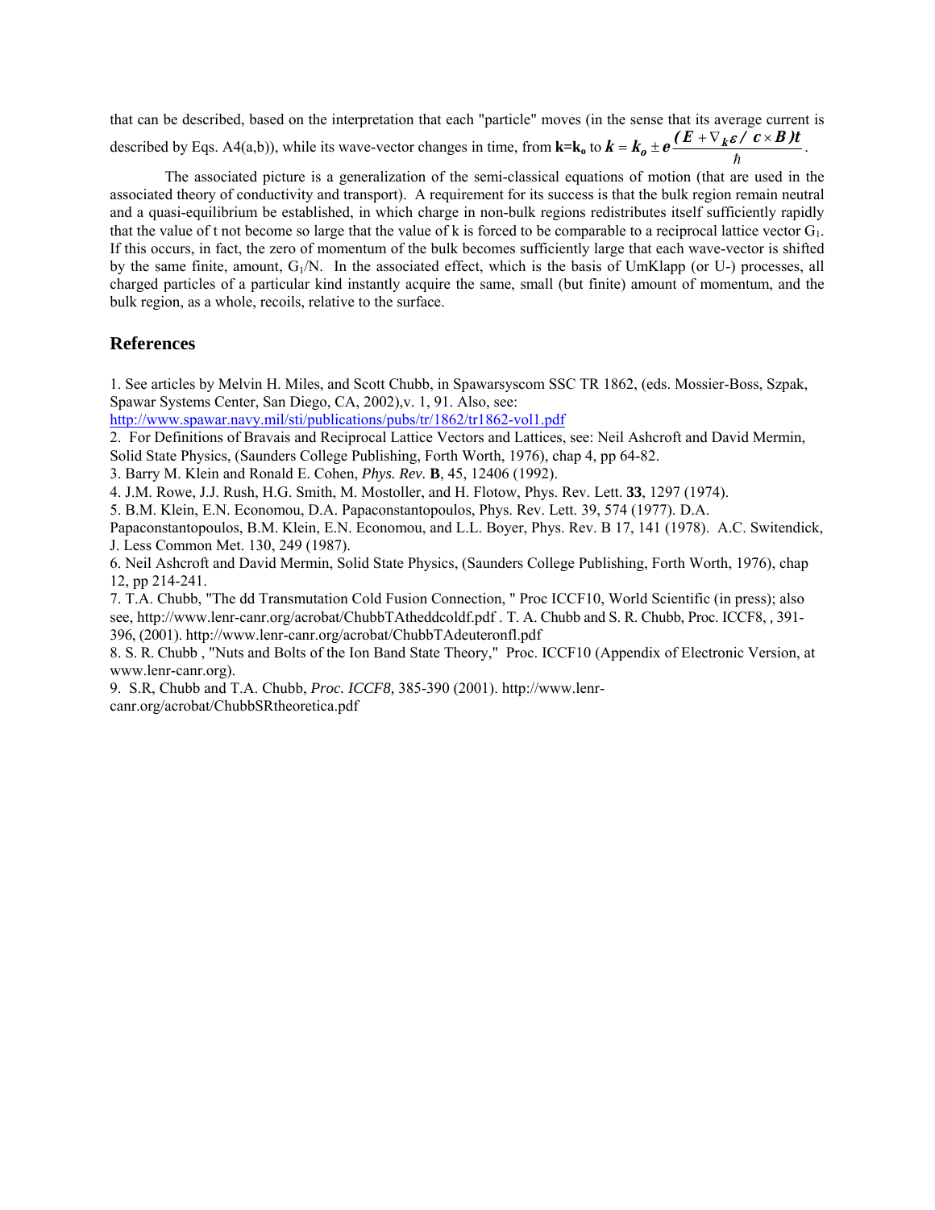that can be described, based on the interpretation that each "particle" moves (in the sense that its average current is described by Eqs. A4(a,b)), while its wave-vector changes in time, from $\mathbf{k}=\mathbf{k_o}$ to $\boldsymbol{k} = \boldsymbol{k_o} \pm \boldsymbol{e}\frac{(\boldsymbol{E} + \nabla_{\boldsymbol{k}}\boldsymbol{\varepsilon} / \boldsymbol{c} \times \boldsymbol{B})\boldsymbol{t}}{\hbar}$.

The associated picture is a generalization of the semi-classical equations of motion (that are used in the associated theory of conductivity and transport). A requirement for its success is that the bulk region remain neutral and a quasi-equilibrium be established, in which charge in non-bulk regions redistributes itself sufficiently rapidly that the value of t not become so large that the value of k is forced to be comparable to a reciprocal lattice vector $G_1$. If this occurs, in fact, the zero of momentum of the bulk becomes sufficiently large that each wave-vector is shifted by the same finite, amount, $G_1/N$. In the associated effect, which is the basis of UmKlapp (or U-) processes, all charged particles of a particular kind instantly acquire the same, small (but finite) amount of momentum, and the bulk region, as a whole, recoils, relative to the surface.

## References

1. See articles by Melvin H. Miles, and Scott Chubb, in Spawarsyscom SSC TR 1862, (eds. Mossier-Boss, Szpak, Spawar Systems Center, San Diego, CA, 2002),v. 1, 91. Also, see: http://www.spawar.navy.mil/sti/publications/pubs/tr/1862/tr1862-vol1.pdf
2. For Definitions of Bravais and Reciprocal Lattice Vectors and Lattices, see: Neil Ashcroft and David Mermin, Solid State Physics, (Saunders College Publishing, Forth Worth, 1976), chap 4, pp 64-82.
3. Barry M. Klein and Ronald E. Cohen, *Phys. Rev.* **B**, 45, 12406 (1992).
4. J.M. Rowe, J.J. Rush, H.G. Smith, M. Mostoller, and H. Flotow, Phys. Rev. Lett. **33**, 1297 (1974).
5. B.M. Klein, E.N. Economou, D.A. Papaconstantopoulos, Phys. Rev. Lett. 39, 574 (1977). D.A. Papaconstantopoulos, B.M. Klein, E.N. Economou, and L.L. Boyer, Phys. Rev. B 17, 141 (1978). A.C. Switendick, J. Less Common Met. 130, 249 (1987).
6. Neil Ashcroft and David Mermin, Solid State Physics, (Saunders College Publishing, Forth Worth, 1976), chap 12, pp 214-241.
7. T.A. Chubb, "The dd Transmutation Cold Fusion Connection, " Proc ICCF10, World Scientific (in press); also see, http://www.lenr-canr.org/acrobat/ChubbTAtheddcoldf.pdf . T. A. Chubb and S. R. Chubb, Proc. ICCF8, *,* 391-396, (2001). http://www.lenr-canr.org/acrobat/ChubbTAdeuteronfl.pdf
8. S. R. Chubb , "Nuts and Bolts of the Ion Band State Theory," Proc. ICCF10 (Appendix of Electronic Version, at www.lenr-canr.org).
9. S.R, Chubb and T.A. Chubb, *Proc. ICCF8,* 385-390 (2001). http://www.lenr-canr.org/acrobat/ChubbSRtheoretica.pdf